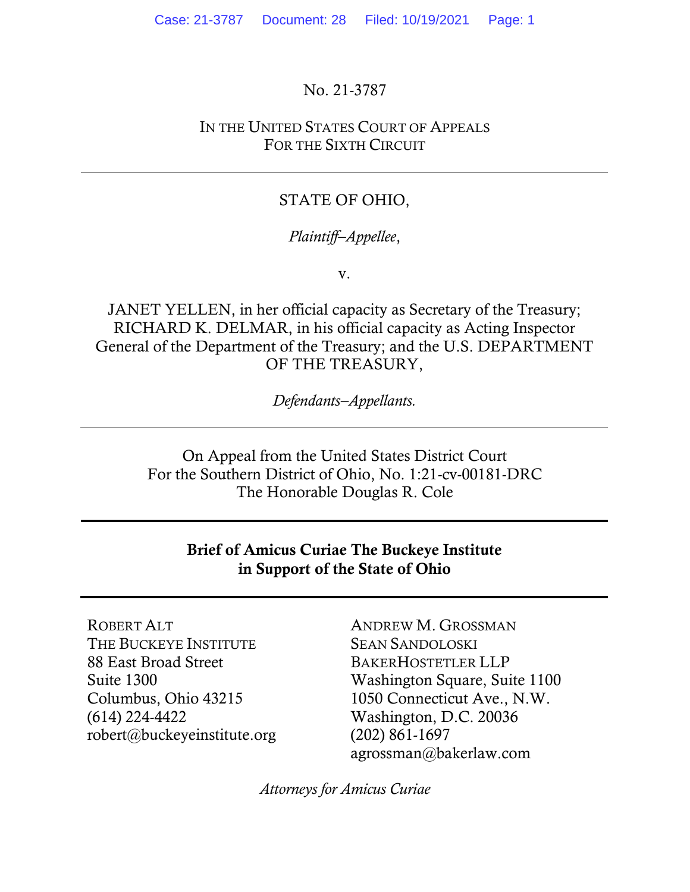No. 21-3787

IN THE UNITED STATES COURT OF APPEALS
FOR THE SIXTH CIRCUIT

---

STATE OF OHIO,

*Plaintiff–Appellee*,

v.

JANET YELLEN, in her official capacity as Secretary of the Treasury; RICHARD K. DELMAR, in his official capacity as Acting Inspector General of the Department of the Treasury; and the U.S. DEPARTMENT OF THE TREASURY,

*Defendants–Appellants.*

---

On Appeal from the United States District Court
For the Southern District of Ohio, No. 1:21-cv-00181-DRC
The Honorable Douglas R. Cole

---

**Brief of Amicus Curiae The Buckeye Institute in Support of the State of Ohio**

---

ROBERT ALT
THE BUCKEYE INSTITUTE
88 East Broad Street
Suite 1300
Columbus, Ohio 43215
(614) 224-4422
robert@buckeyeinstitute.org

ANDREW M. GROSSMAN
SEAN SANDOLOSKI
BAKERHOSTETLER LLP
Washington Square, Suite 1100
1050 Connecticut Ave., N.W.
Washington, D.C. 20036
(202) 861-1697
agrossman@bakerlaw.com

*Attorneys for Amicus Curiae*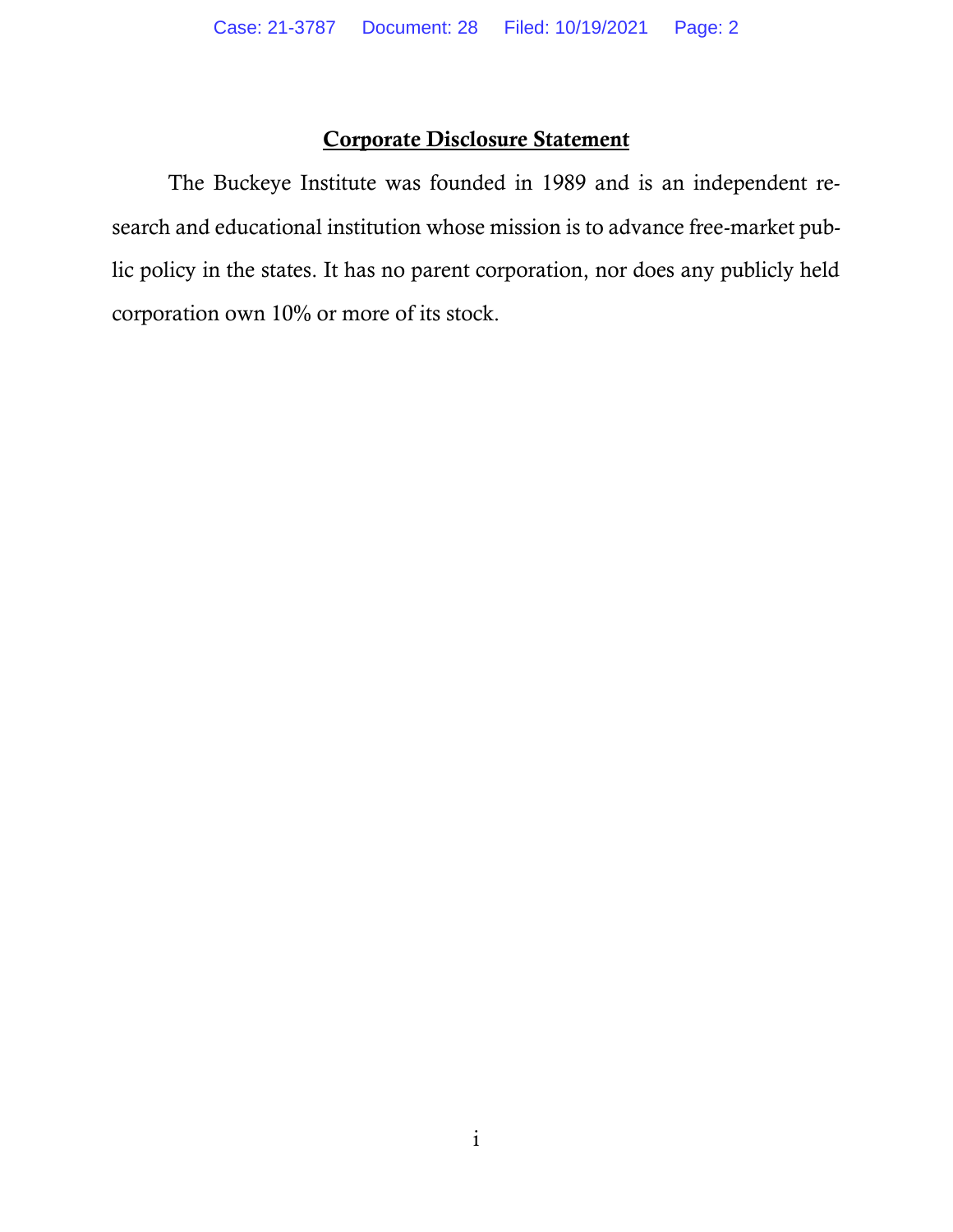## Corporate Disclosure Statement

The Buckeye Institute was founded in 1989 and is an independent research and educational institution whose mission is to advance free-market public policy in the states. It has no parent corporation, nor does any publicly held corporation own 10% or more of its stock.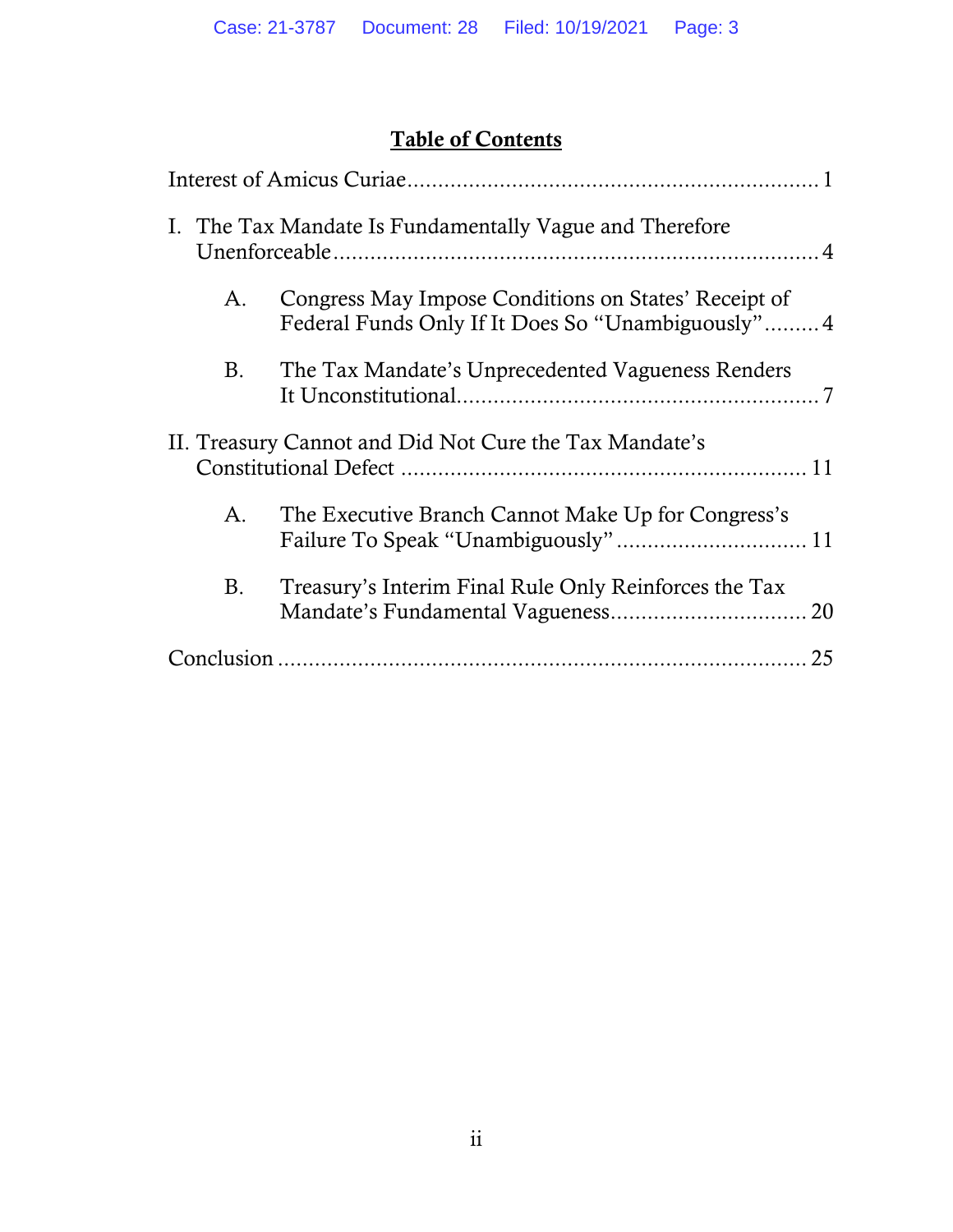# Table of Contents

Interest of Amicus Curiae .................................................................. 1

I. The Tax Mandate Is Fundamentally Vague and Therefore Unenforceable ............................................................................ 4

   A. Congress May Impose Conditions on States' Receipt of Federal Funds Only If It Does So "Unambiguously" ......... 4

   B. The Tax Mandate's Unprecedented Vagueness Renders It Unconstitutional ........................................................... 7

II. Treasury Cannot and Did Not Cure the Tax Mandate's Constitutional Defect ................................................................. 11

   A. The Executive Branch Cannot Make Up for Congress's Failure To Speak "Unambiguously" ............................... 11

   B. Treasury's Interim Final Rule Only Reinforces the Tax Mandate's Fundamental Vagueness ................................ 20

Conclusion ..................................................................................... 25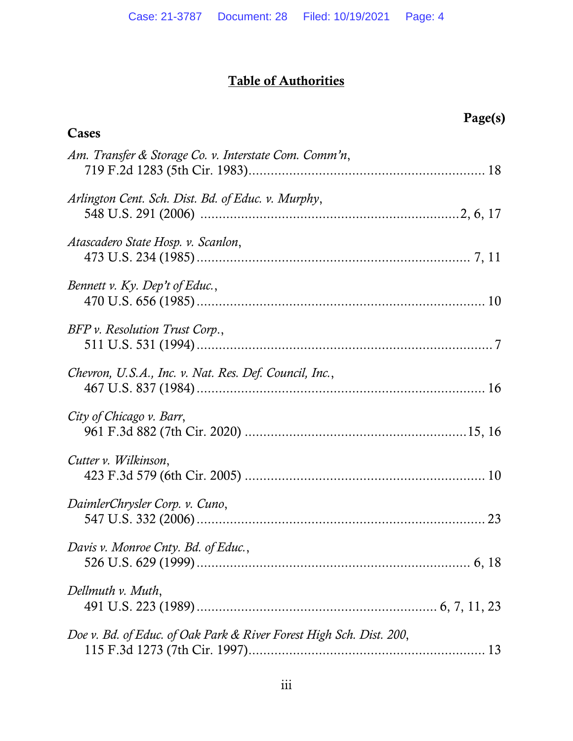# Table of Authorities

**Page(s)**

## Cases

*Am. Transfer & Storage Co. v. Interstate Com. Comm'n*,
719 F.2d 1283 (5th Cir. 1983) ........................................................... 18

*Arlington Cent. Sch. Dist. Bd. of Educ. v. Murphy*,
548 U.S. 291 (2006) ........................................................... 2, 6, 17

*Atascadero State Hosp. v. Scanlon*,
473 U.S. 234 (1985) ........................................................... 7, 11

*Bennett v. Ky. Dep't of Educ.*,
470 U.S. 656 (1985) ........................................................... 10

*BFP v. Resolution Trust Corp.*,
511 U.S. 531 (1994) ........................................................... 7

*Chevron, U.S.A., Inc. v. Nat. Res. Def. Council, Inc.*,
467 U.S. 837 (1984) ........................................................... 16

*City of Chicago v. Barr*,
961 F.3d 882 (7th Cir. 2020) ........................................................... 15, 16

*Cutter v. Wilkinson*,
423 F.3d 579 (6th Cir. 2005) ........................................................... 10

*DaimlerChrysler Corp. v. Cuno*,
547 U.S. 332 (2006) ........................................................... 23

*Davis v. Monroe Cnty. Bd. of Educ.*,
526 U.S. 629 (1999) ........................................................... 6, 18

*Dellmuth v. Muth*,
491 U.S. 223 (1989) ........................................................... 6, 7, 11, 23

*Doe v. Bd. of Educ. of Oak Park & River Forest High Sch. Dist. 200*,
115 F.3d 1273 (7th Cir. 1997) ........................................................... 13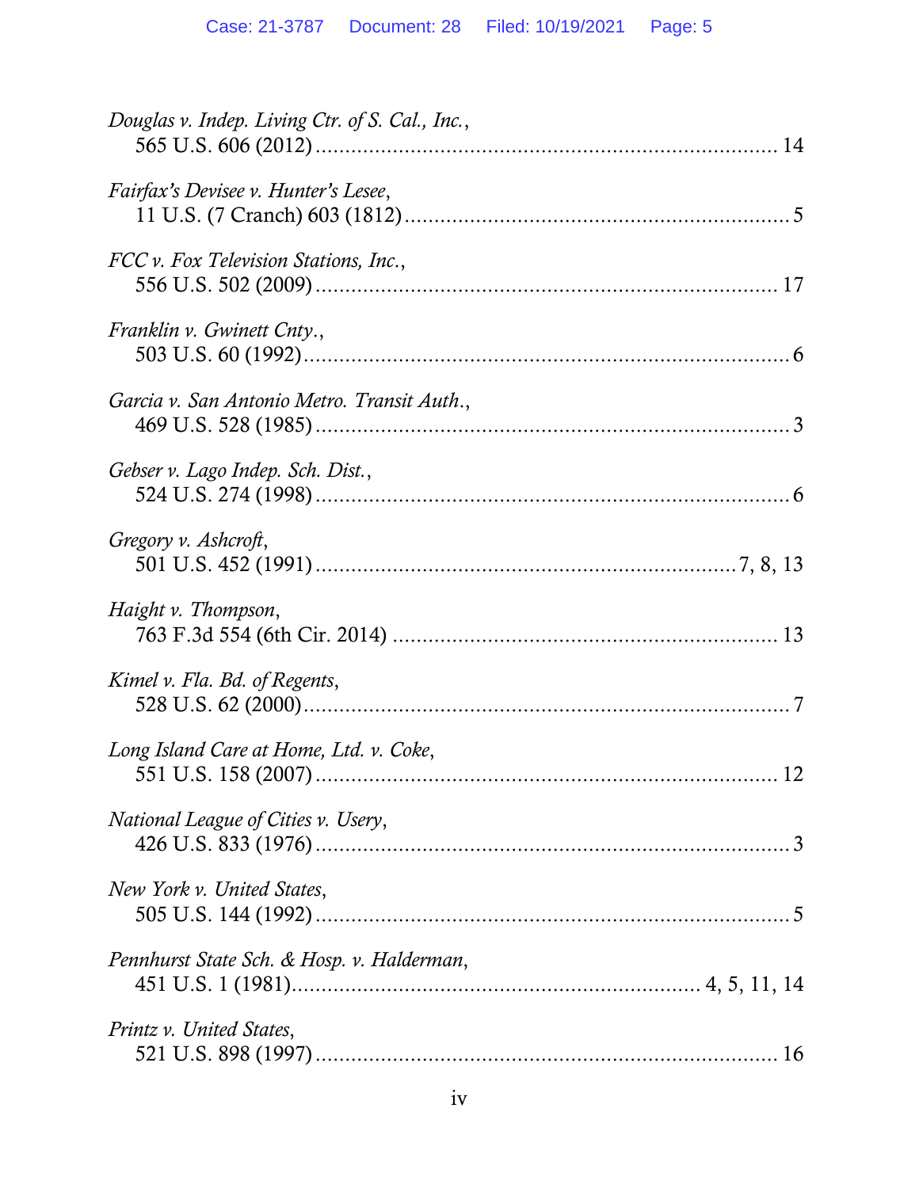*Douglas v. Indep. Living Ctr. of S. Cal., Inc.*,
565 U.S. 606 (2012) .......................................................................... 14

*Fairfax's Devisee v. Hunter's Lesee*,
11 U.S. (7 Cranch) 603 (1812) ............................................................... 5

*FCC v. Fox Television Stations, Inc.*,
556 U.S. 502 (2009) .......................................................................... 17

*Franklin v. Gwinett Cnty.*,
503 U.S. 60 (1992) ............................................................................... 6

*Garcia v. San Antonio Metro. Transit Auth.*,
469 U.S. 528 (1985) .............................................................................. 3

*Gebser v. Lago Indep. Sch. Dist.*,
524 U.S. 274 (1998) .............................................................................. 6

*Gregory v. Ashcroft*,
501 U.S. 452 (1991) ................................................................... 7, 8, 13

*Haight v. Thompson*,
763 F.3d 554 (6th Cir. 2014) ............................................................... 13

*Kimel v. Fla. Bd. of Regents*,
528 U.S. 62 (2000) ................................................................................ 7

*Long Island Care at Home, Ltd. v. Coke*,
551 U.S. 158 (2007) ............................................................................ 12

*National League of Cities v. Usery*,
426 U.S. 833 (1976) .............................................................................. 3

*New York v. United States*,
505 U.S. 144 (1992) .............................................................................. 5

*Pennhurst State Sch. & Hosp. v. Halderman*,
451 U.S. 1 (1981) ....................................................................... 4, 5, 11, 14

*Printz v. United States*,
521 U.S. 898 (1997) ............................................................................ 16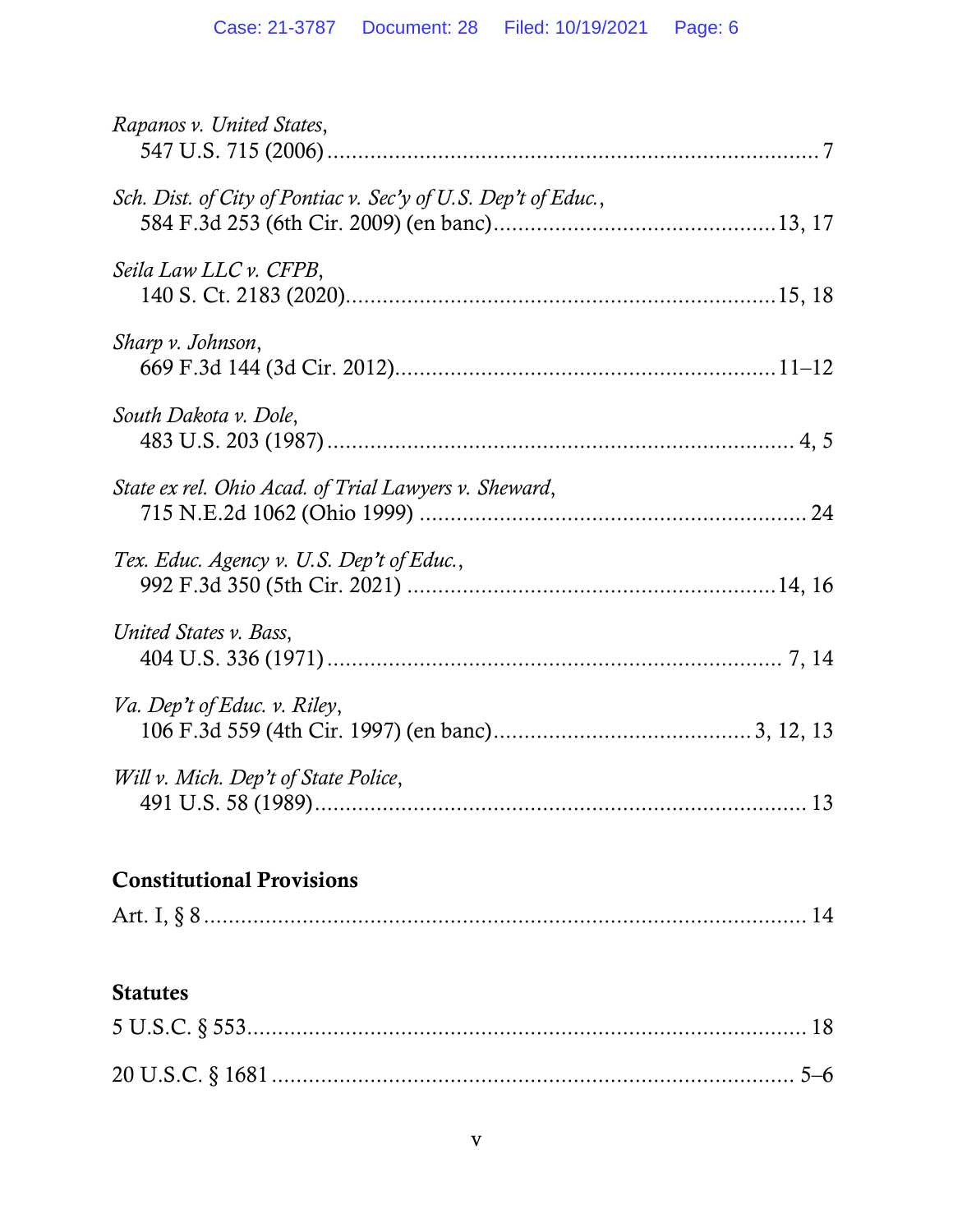*Rapanos v. United States*,
547 U.S. 715 (2006) .................................................................................. 7

*Sch. Dist. of City of Pontiac v. Sec'y of U.S. Dep't of Educ.*,
584 F.3d 253 (6th Cir. 2009) (en banc)............................................13, 17

*Seila Law LLC v. CFPB*,
140 S. Ct. 2183 (2020)....................................................................15, 18

*Sharp v. Johnson*,
669 F.3d 144 (3d Cir. 2012)...........................................................11–12

*South Dakota v. Dole*,
483 U.S. 203 (1987) ........................................................................... 4, 5

*State ex rel. Ohio Acad. of Trial Lawyers v. Sheward*,
715 N.E.2d 1062 (Ohio 1999) ............................................................. 24

*Tex. Educ. Agency v. U.S. Dep't of Educ.*,
992 F.3d 350 (5th Cir. 2021) ..........................................................14, 16

*United States v. Bass*,
404 U.S. 336 (1971) ......................................................................... 7, 14

*Va. Dep't of Educ. v. Riley*,
106 F.3d 559 (4th Cir. 1997) (en banc)........................................ 3, 12, 13

*Will v. Mich. Dep't of State Police*,
491 U.S. 58 (1989)................................................................................ 13

**Constitutional Provisions**

Art. I, § 8 ................................................................................................ 14

**Statutes**

5 U.S.C. § 553......................................................................................... 18

20 U.S.C. § 1681 ................................................................................... 5–6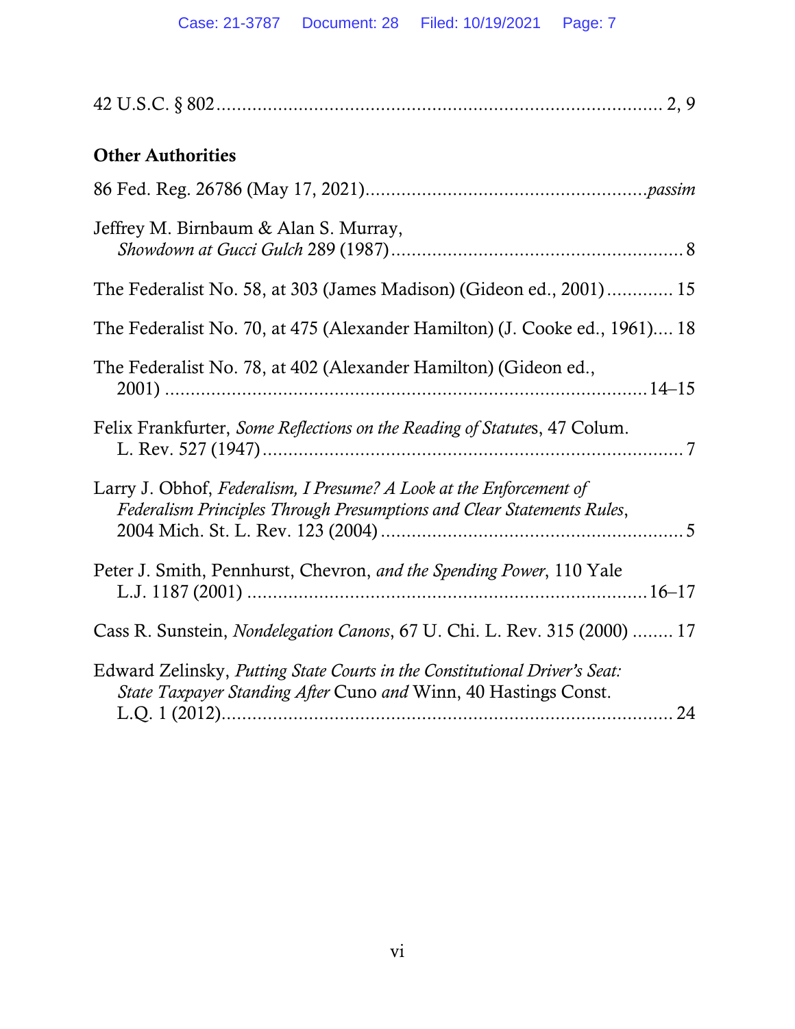42 U.S.C. § 802 ........................................................................................ 2, 9

**Other Authorities**

86 Fed. Reg. 26786 (May 17, 2021)......................................................*passim*

Jeffrey M. Birnbaum & Alan S. Murray, *Showdown at Gucci Gulch* 289 (1987)........................................................ 8

The Federalist No. 58, at 303 (James Madison) (Gideon ed., 2001)............. 15

The Federalist No. 70, at 475 (Alexander Hamilton) (J. Cooke ed., 1961).... 18

The Federalist No. 78, at 402 (Alexander Hamilton) (Gideon ed., 2001) ........................................................................................14–15

Felix Frankfurter, *Some Reflections on the Reading of Statutes*, 47 Colum. L. Rev. 527 (1947).................................................................................. 7

Larry J. Obhof, *Federalism, I Presume? A Look at the Enforcement of Federalism Principles Through Presumptions and Clear Statements Rules*, 2004 Mich. St. L. Rev. 123 (2004).......................................................... 5

Peter J. Smith, Pennhurst, Chevron, *and the Spending Power*, 110 Yale L.J. 1187 (2001) ............................................................................16–17

Cass R. Sunstein, *Nondelegation Canons*, 67 U. Chi. L. Rev. 315 (2000) ........ 17

Edward Zelinsky, *Putting State Courts in the Constitutional Driver's Seat: State Taxpayer Standing After* Cuno *and* Winn, 40 Hastings Const. L.Q. 1 (2012)........................................................................................ 24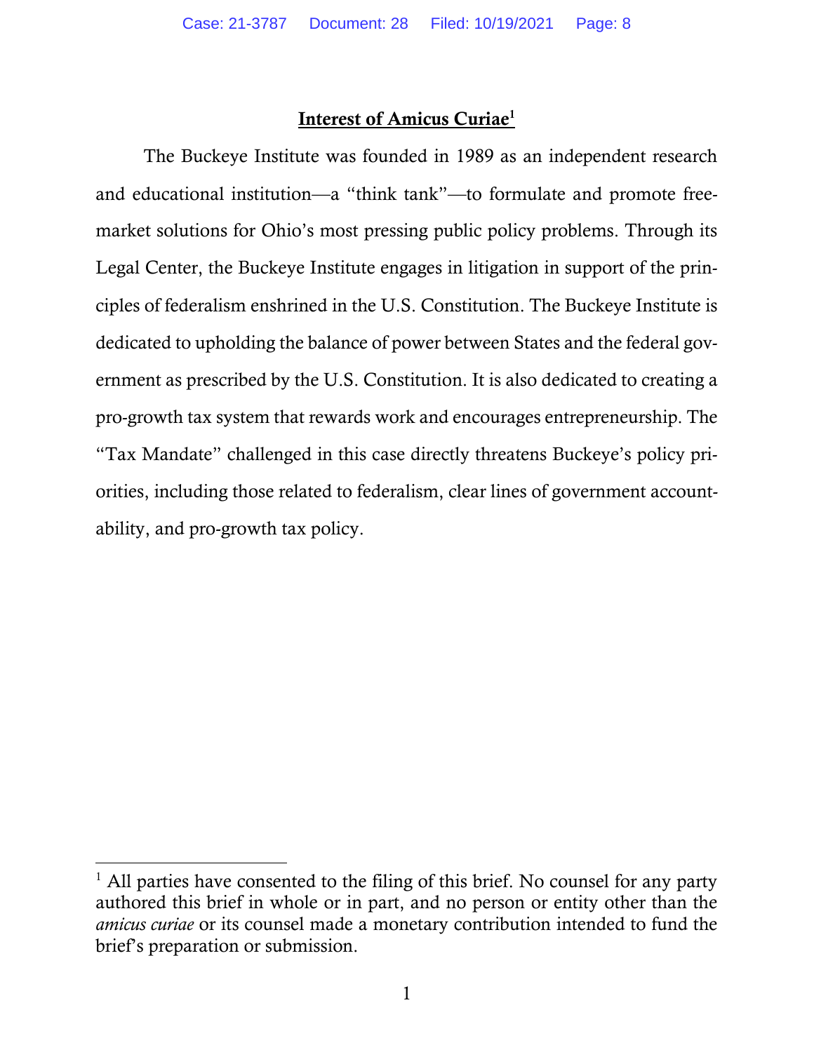## **Interest of Amicus Curiae**[1]

The Buckeye Institute was founded in 1989 as an independent research and educational institution—a "think tank"—to formulate and promote free-market solutions for Ohio's most pressing public policy problems. Through its Legal Center, the Buckeye Institute engages in litigation in support of the principles of federalism enshrined in the U.S. Constitution. The Buckeye Institute is dedicated to upholding the balance of power between States and the federal government as prescribed by the U.S. Constitution. It is also dedicated to creating a pro-growth tax system that rewards work and encourages entrepreneurship. The "Tax Mandate" challenged in this case directly threatens Buckeye's policy priorities, including those related to federalism, clear lines of government accountability, and pro-growth tax policy.

---

[1] All parties have consented to the filing of this brief. No counsel for any party authored this brief in whole or in part, and no person or entity other than the *amicus curiae* or its counsel made a monetary contribution intended to fund the brief's preparation or submission.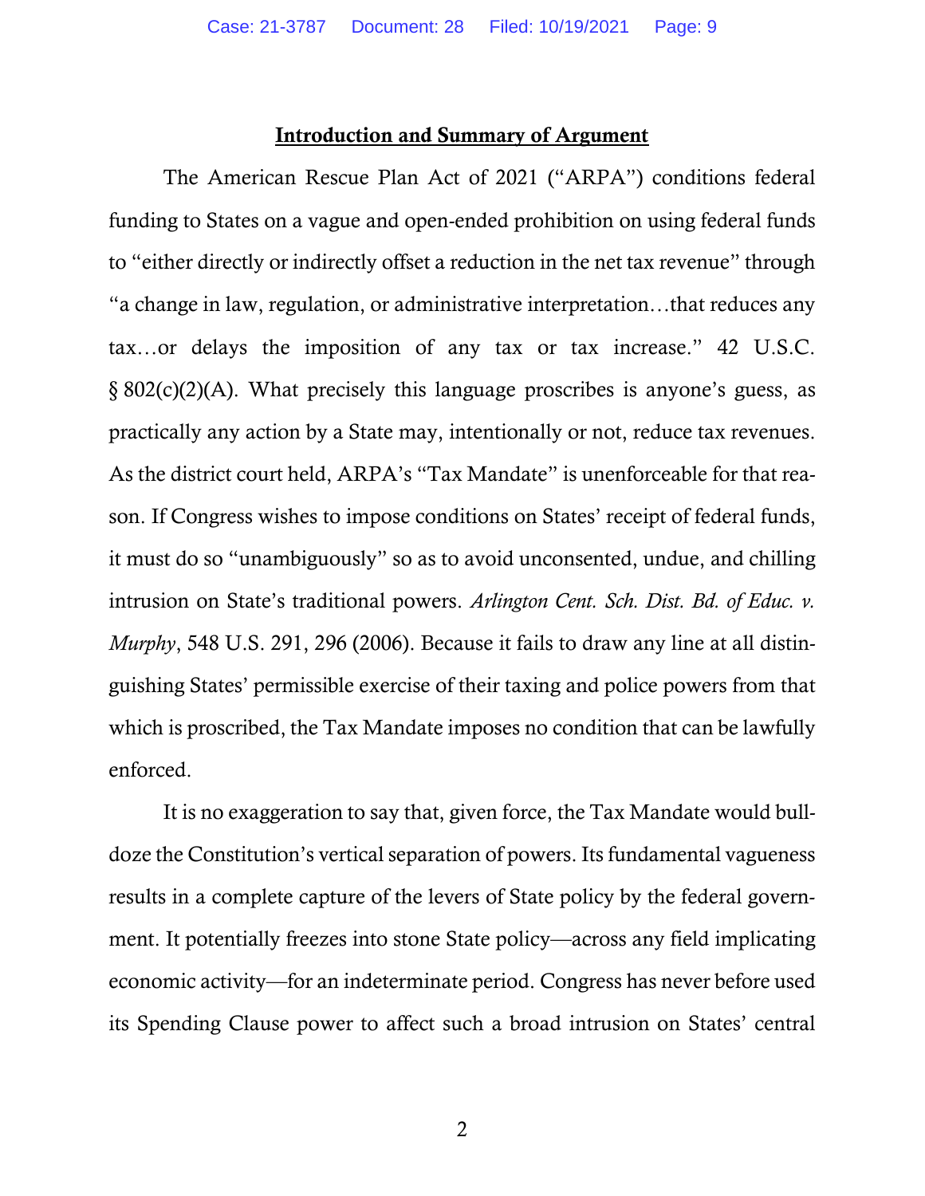## Introduction and Summary of Argument

The American Rescue Plan Act of 2021 ("ARPA") conditions federal funding to States on a vague and open-ended prohibition on using federal funds to "either directly or indirectly offset a reduction in the net tax revenue" through "a change in law, regulation, or administrative interpretation…that reduces any tax…or delays the imposition of any tax or tax increase." 42 U.S.C. § 802(c)(2)(A). What precisely this language proscribes is anyone's guess, as practically any action by a State may, intentionally or not, reduce tax revenues. As the district court held, ARPA's "Tax Mandate" is unenforceable for that reason. If Congress wishes to impose conditions on States' receipt of federal funds, it must do so "unambiguously" so as to avoid unconsented, undue, and chilling intrusion on State's traditional powers. *Arlington Cent. Sch. Dist. Bd. of Educ. v. Murphy*, 548 U.S. 291, 296 (2006). Because it fails to draw any line at all distinguishing States' permissible exercise of their taxing and police powers from that which is proscribed, the Tax Mandate imposes no condition that can be lawfully enforced.

It is no exaggeration to say that, given force, the Tax Mandate would bulldoze the Constitution's vertical separation of powers. Its fundamental vagueness results in a complete capture of the levers of State policy by the federal government. It potentially freezes into stone State policy—across any field implicating economic activity—for an indeterminate period. Congress has never before used its Spending Clause power to affect such a broad intrusion on States' central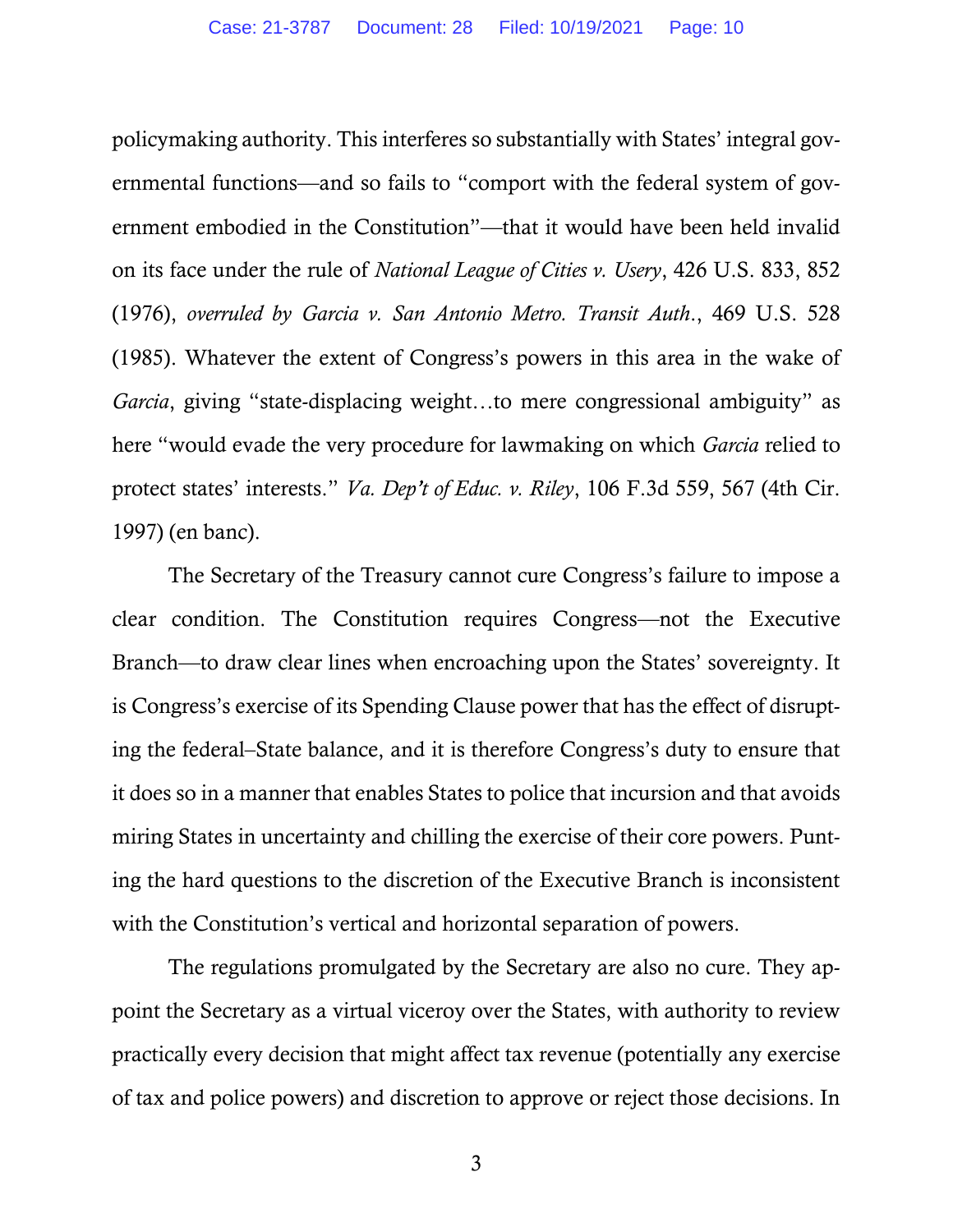policymaking authority. This interferes so substantially with States' integral governmental functions—and so fails to "comport with the federal system of government embodied in the Constitution"—that it would have been held invalid on its face under the rule of *National League of Cities v. Usery*, 426 U.S. 833, 852 (1976), *overruled by Garcia v. San Antonio Metro. Transit Auth.*, 469 U.S. 528 (1985). Whatever the extent of Congress's powers in this area in the wake of *Garcia*, giving "state-displacing weight…to mere congressional ambiguity" as here "would evade the very procedure for lawmaking on which *Garcia* relied to protect states' interests." *Va. Dep't of Educ. v. Riley*, 106 F.3d 559, 567 (4th Cir. 1997) (en banc).

The Secretary of the Treasury cannot cure Congress's failure to impose a clear condition. The Constitution requires Congress—not the Executive Branch—to draw clear lines when encroaching upon the States' sovereignty. It is Congress's exercise of its Spending Clause power that has the effect of disrupting the federal–State balance, and it is therefore Congress's duty to ensure that it does so in a manner that enables States to police that incursion and that avoids miring States in uncertainty and chilling the exercise of their core powers. Punting the hard questions to the discretion of the Executive Branch is inconsistent with the Constitution's vertical and horizontal separation of powers.

The regulations promulgated by the Secretary are also no cure. They appoint the Secretary as a virtual viceroy over the States, with authority to review practically every decision that might affect tax revenue (potentially any exercise of tax and police powers) and discretion to approve or reject those decisions. In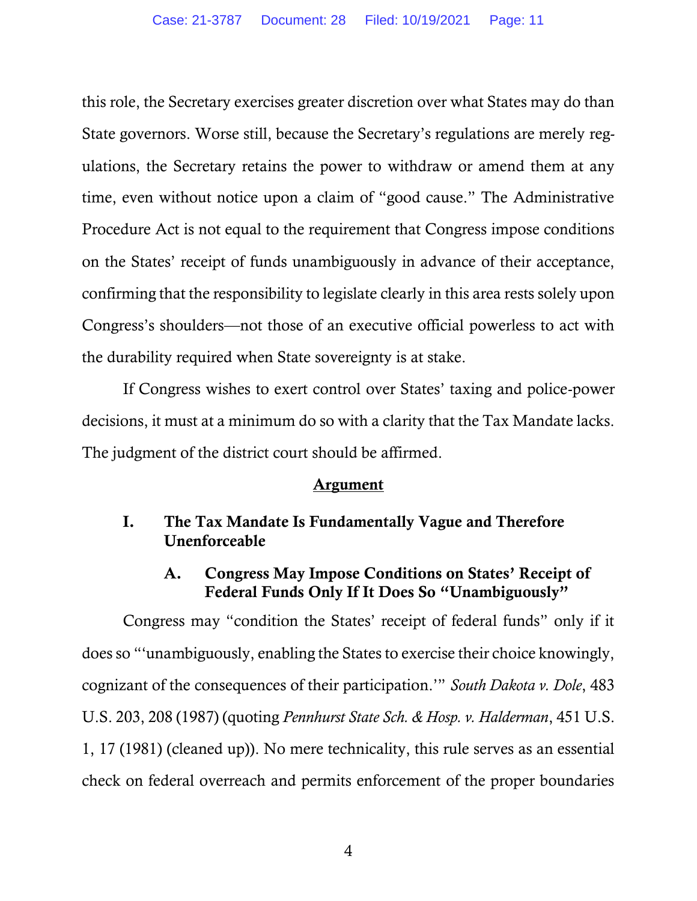this role, the Secretary exercises greater discretion over what States may do than State governors. Worse still, because the Secretary's regulations are merely regulations, the Secretary retains the power to withdraw or amend them at any time, even without notice upon a claim of "good cause." The Administrative Procedure Act is not equal to the requirement that Congress impose conditions on the States' receipt of funds unambiguously in advance of their acceptance, confirming that the responsibility to legislate clearly in this area rests solely upon Congress's shoulders—not those of an executive official powerless to act with the durability required when State sovereignty is at stake.

If Congress wishes to exert control over States' taxing and police-power decisions, it must at a minimum do so with a clarity that the Tax Mandate lacks. The judgment of the district court should be affirmed.

## Argument

### I. The Tax Mandate Is Fundamentally Vague and Therefore Unenforceable

#### A. Congress May Impose Conditions on States' Receipt of Federal Funds Only If It Does So "Unambiguously"

Congress may "condition the States' receipt of federal funds" only if it does so "'unambiguously, enabling the States to exercise their choice knowingly, cognizant of the consequences of their participation.'" *South Dakota v. Dole*, 483 U.S. 203, 208 (1987) (quoting *Pennhurst State Sch. & Hosp. v. Halderman*, 451 U.S. 1, 17 (1981) (cleaned up)). No mere technicality, this rule serves as an essential check on federal overreach and permits enforcement of the proper boundaries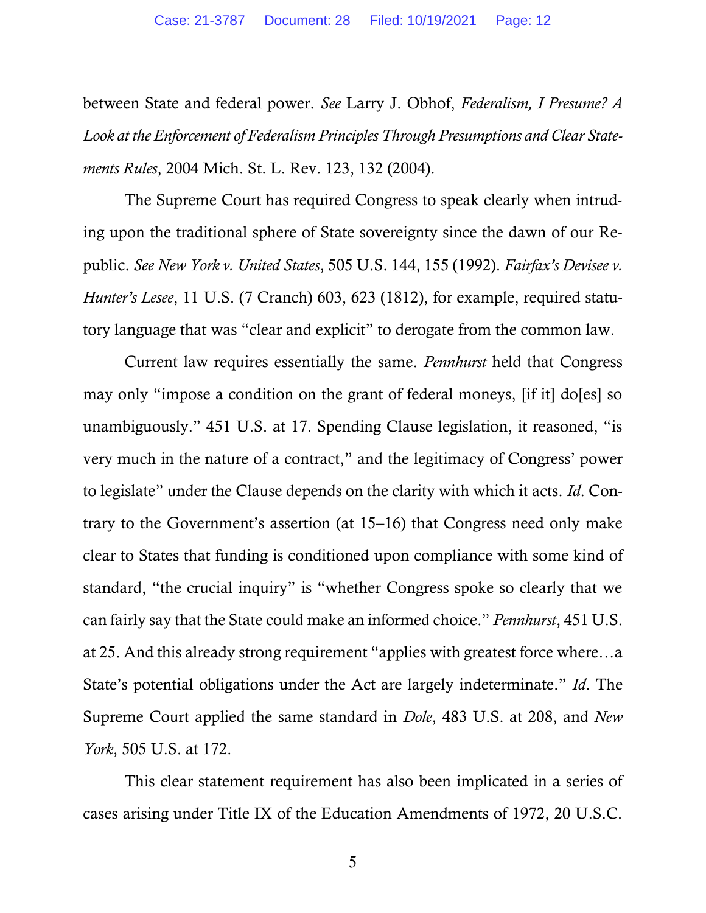between State and federal power. *See* Larry J. Obhof, *Federalism, I Presume? A Look at the Enforcement of Federalism Principles Through Presumptions and Clear Statements Rules*, 2004 Mich. St. L. Rev. 123, 132 (2004).

The Supreme Court has required Congress to speak clearly when intruding upon the traditional sphere of State sovereignty since the dawn of our Republic. *See New York v. United States*, 505 U.S. 144, 155 (1992). *Fairfax's Devisee v. Hunter's Lesee*, 11 U.S. (7 Cranch) 603, 623 (1812), for example, required statutory language that was "clear and explicit" to derogate from the common law.

Current law requires essentially the same. *Pennhurst* held that Congress may only "impose a condition on the grant of federal moneys, [if it] do[es] so unambiguously." 451 U.S. at 17. Spending Clause legislation, it reasoned, "is very much in the nature of a contract," and the legitimacy of Congress' power to legislate" under the Clause depends on the clarity with which it acts. *Id*. Contrary to the Government's assertion (at 15–16) that Congress need only make clear to States that funding is conditioned upon compliance with some kind of standard, "the crucial inquiry" is "whether Congress spoke so clearly that we can fairly say that the State could make an informed choice." *Pennhurst*, 451 U.S. at 25. And this already strong requirement "applies with greatest force where…a State's potential obligations under the Act are largely indeterminate." *Id*. The Supreme Court applied the same standard in *Dole*, 483 U.S. at 208, and *New York*, 505 U.S. at 172.

This clear statement requirement has also been implicated in a series of cases arising under Title IX of the Education Amendments of 1972, 20 U.S.C.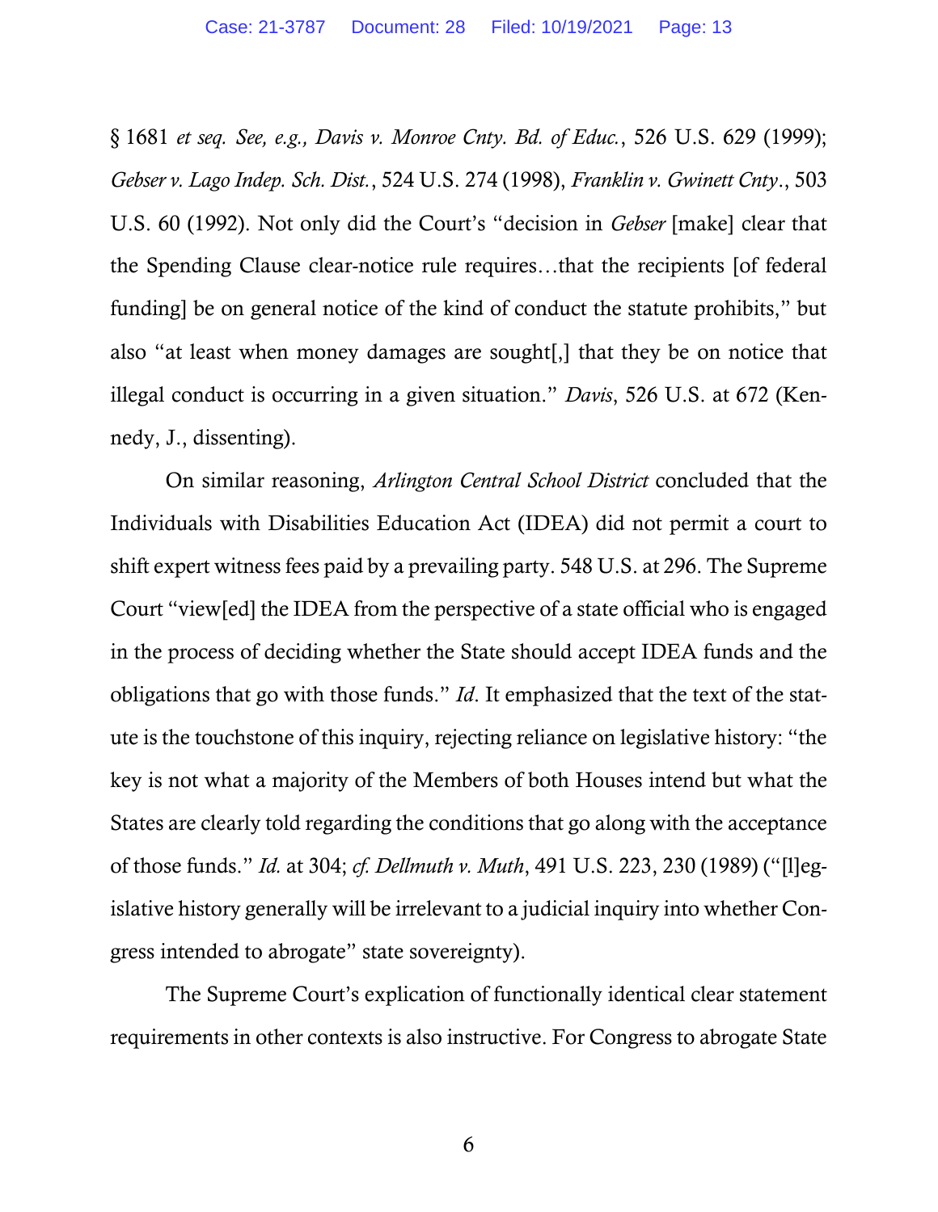§ 1681 *et seq. See, e.g., Davis v. Monroe Cnty. Bd. of Educ.*, 526 U.S. 629 (1999); *Gebser v. Lago Indep. Sch. Dist.*, 524 U.S. 274 (1998), *Franklin v. Gwinett Cnty*., 503 U.S. 60 (1992). Not only did the Court's "decision in *Gebser* [make] clear that the Spending Clause clear-notice rule requires…that the recipients [of federal funding] be on general notice of the kind of conduct the statute prohibits," but also "at least when money damages are sought[,] that they be on notice that illegal conduct is occurring in a given situation." *Davis*, 526 U.S. at 672 (Kennedy, J., dissenting).

On similar reasoning, *Arlington Central School District* concluded that the Individuals with Disabilities Education Act (IDEA) did not permit a court to shift expert witness fees paid by a prevailing party. 548 U.S. at 296. The Supreme Court "view[ed] the IDEA from the perspective of a state official who is engaged in the process of deciding whether the State should accept IDEA funds and the obligations that go with those funds." *Id*. It emphasized that the text of the statute is the touchstone of this inquiry, rejecting reliance on legislative history: "the key is not what a majority of the Members of both Houses intend but what the States are clearly told regarding the conditions that go along with the acceptance of those funds." *Id.* at 304; *cf. Dellmuth v. Muth*, 491 U.S. 223, 230 (1989) ("[l]egislative history generally will be irrelevant to a judicial inquiry into whether Congress intended to abrogate" state sovereignty).

The Supreme Court's explication of functionally identical clear statement requirements in other contexts is also instructive. For Congress to abrogate State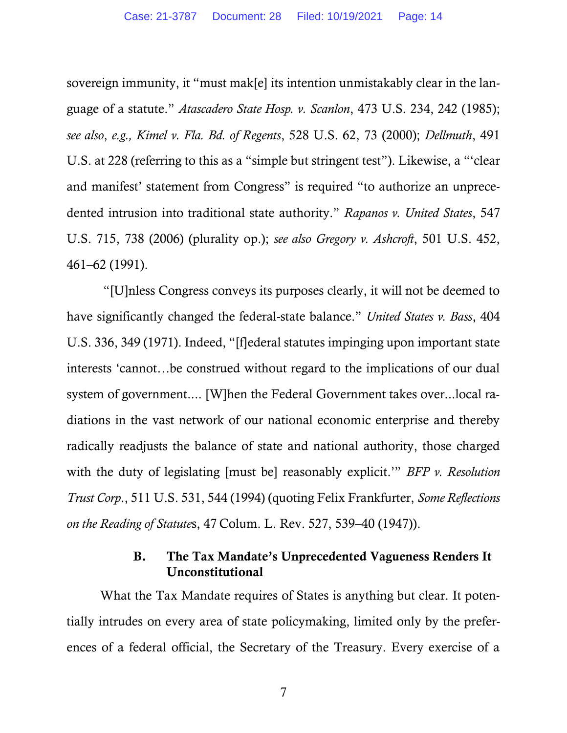sovereign immunity, it "must mak[e] its intention unmistakably clear in the language of a statute." *Atascadero State Hosp. v. Scanlon*, 473 U.S. 234, 242 (1985); *see also*, *e.g., Kimel v. Fla. Bd. of Regents*, 528 U.S. 62, 73 (2000); *Dellmuth*, 491 U.S. at 228 (referring to this as a "simple but stringent test"). Likewise, a "'clear and manifest' statement from Congress" is required "to authorize an unprecedented intrusion into traditional state authority." *Rapanos v. United States*, 547 U.S. 715, 738 (2006) (plurality op.); *see also Gregory v. Ashcroft*, 501 U.S. 452, 461–62 (1991).

"[U]nless Congress conveys its purposes clearly, it will not be deemed to have significantly changed the federal-state balance." *United States v. Bass*, 404 U.S. 336, 349 (1971). Indeed, "[f]ederal statutes impinging upon important state interests 'cannot…be construed without regard to the implications of our dual system of government…. [W]hen the Federal Government takes over...local radiations in the vast network of our national economic enterprise and thereby radically readjusts the balance of state and national authority, those charged with the duty of legislating [must be] reasonably explicit.'" *BFP v. Resolution Trust Corp*., 511 U.S. 531, 544 (1994) (quoting Felix Frankfurter, *Some Reflections on the Reading of Statute*s, 47 Colum. L. Rev. 527, 539–40 (1947)).

### B. The Tax Mandate's Unprecedented Vagueness Renders It Unconstitutional

What the Tax Mandate requires of States is anything but clear. It potentially intrudes on every area of state policymaking, limited only by the preferences of a federal official, the Secretary of the Treasury. Every exercise of a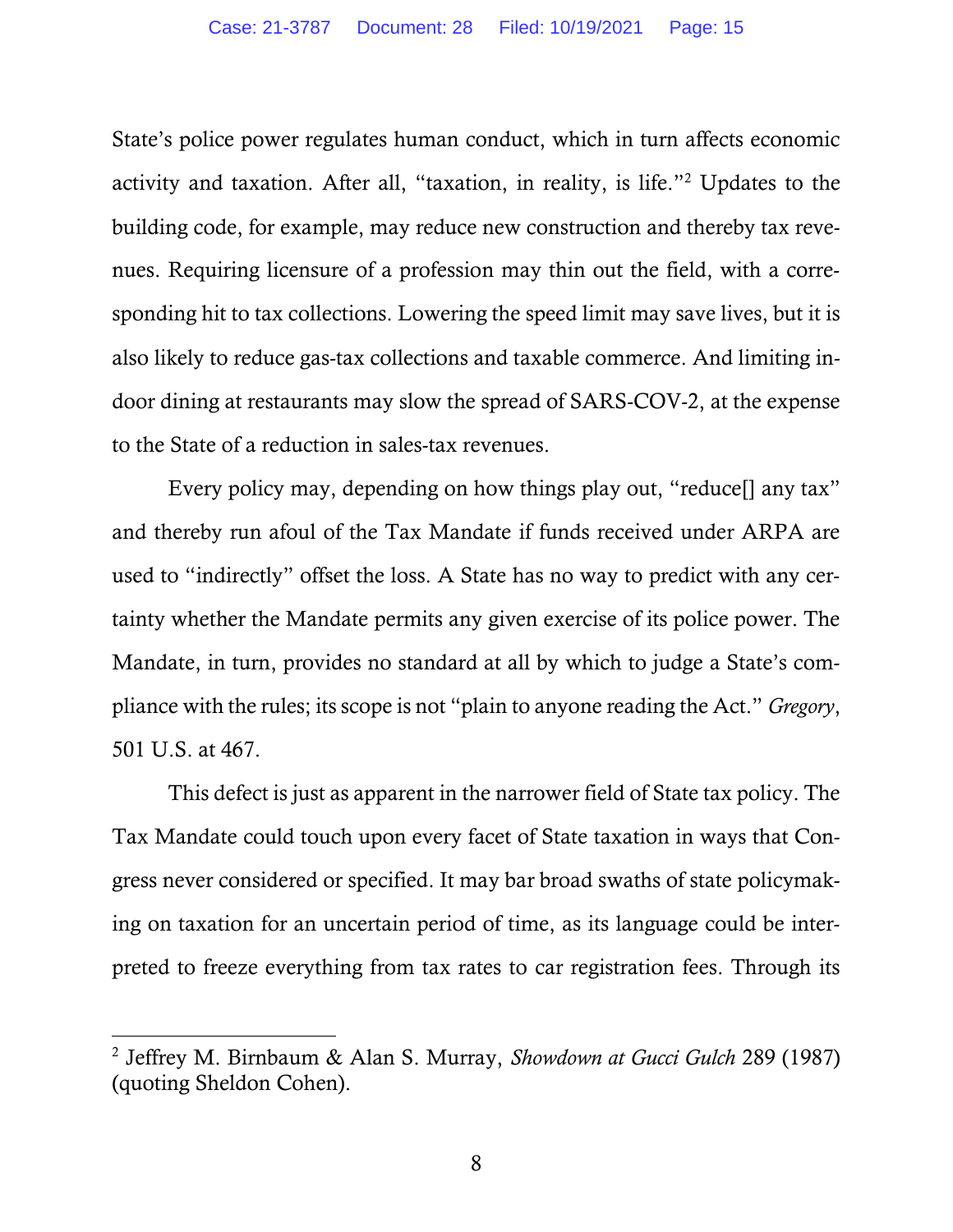State's police power regulates human conduct, which in turn affects economic activity and taxation. After all, "taxation, in reality, is life."[2] Updates to the building code, for example, may reduce new construction and thereby tax revenues. Requiring licensure of a profession may thin out the field, with a corresponding hit to tax collections. Lowering the speed limit may save lives, but it is also likely to reduce gas-tax collections and taxable commerce. And limiting indoor dining at restaurants may slow the spread of SARS-COV-2, at the expense to the State of a reduction in sales-tax revenues.

Every policy may, depending on how things play out, "reduce[] any tax" and thereby run afoul of the Tax Mandate if funds received under ARPA are used to "indirectly" offset the loss. A State has no way to predict with any certainty whether the Mandate permits any given exercise of its police power. The Mandate, in turn, provides no standard at all by which to judge a State's compliance with the rules; its scope is not "plain to anyone reading the Act." *Gregory*, 501 U.S. at 467.

This defect is just as apparent in the narrower field of State tax policy. The Tax Mandate could touch upon every facet of State taxation in ways that Congress never considered or specified. It may bar broad swaths of state policymaking on taxation for an uncertain period of time, as its language could be interpreted to freeze everything from tax rates to car registration fees. Through its

[2] Jeffrey M. Birnbaum & Alan S. Murray, *Showdown at Gucci Gulch* 289 (1987) (quoting Sheldon Cohen).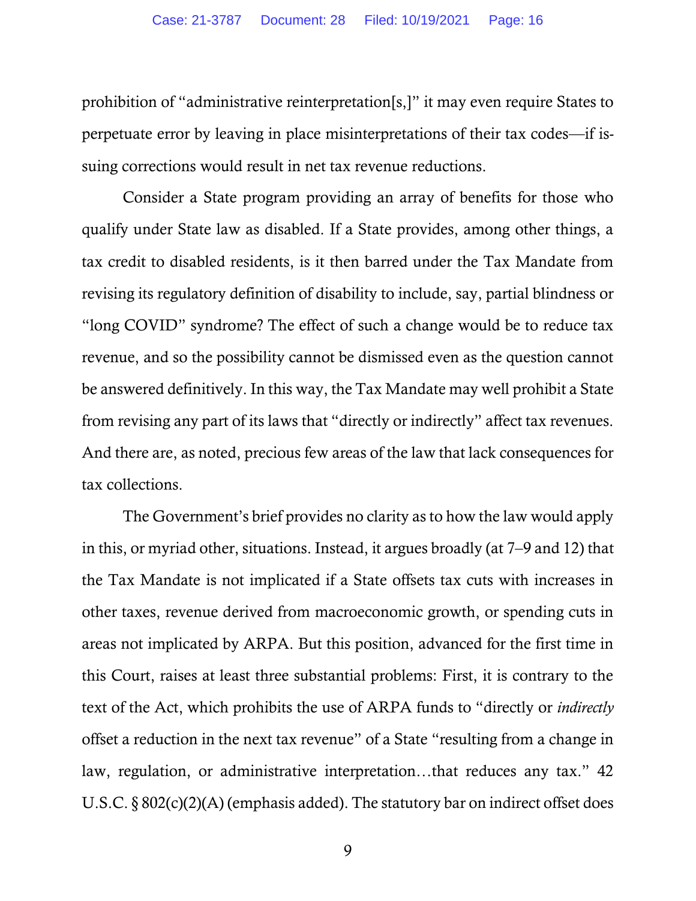prohibition of "administrative reinterpretation[s,]" it may even require States to perpetuate error by leaving in place misinterpretations of their tax codes—if issuing corrections would result in net tax revenue reductions.

Consider a State program providing an array of benefits for those who qualify under State law as disabled. If a State provides, among other things, a tax credit to disabled residents, is it then barred under the Tax Mandate from revising its regulatory definition of disability to include, say, partial blindness or "long COVID" syndrome? The effect of such a change would be to reduce tax revenue, and so the possibility cannot be dismissed even as the question cannot be answered definitively. In this way, the Tax Mandate may well prohibit a State from revising any part of its laws that "directly or indirectly" affect tax revenues. And there are, as noted, precious few areas of the law that lack consequences for tax collections.

The Government's brief provides no clarity as to how the law would apply in this, or myriad other, situations. Instead, it argues broadly (at 7–9 and 12) that the Tax Mandate is not implicated if a State offsets tax cuts with increases in other taxes, revenue derived from macroeconomic growth, or spending cuts in areas not implicated by ARPA. But this position, advanced for the first time in this Court, raises at least three substantial problems: First, it is contrary to the text of the Act, which prohibits the use of ARPA funds to "directly or *indirectly* offset a reduction in the next tax revenue" of a State "resulting from a change in law, regulation, or administrative interpretation…that reduces any tax." 42 U.S.C. § 802(c)(2)(A) (emphasis added). The statutory bar on indirect offset does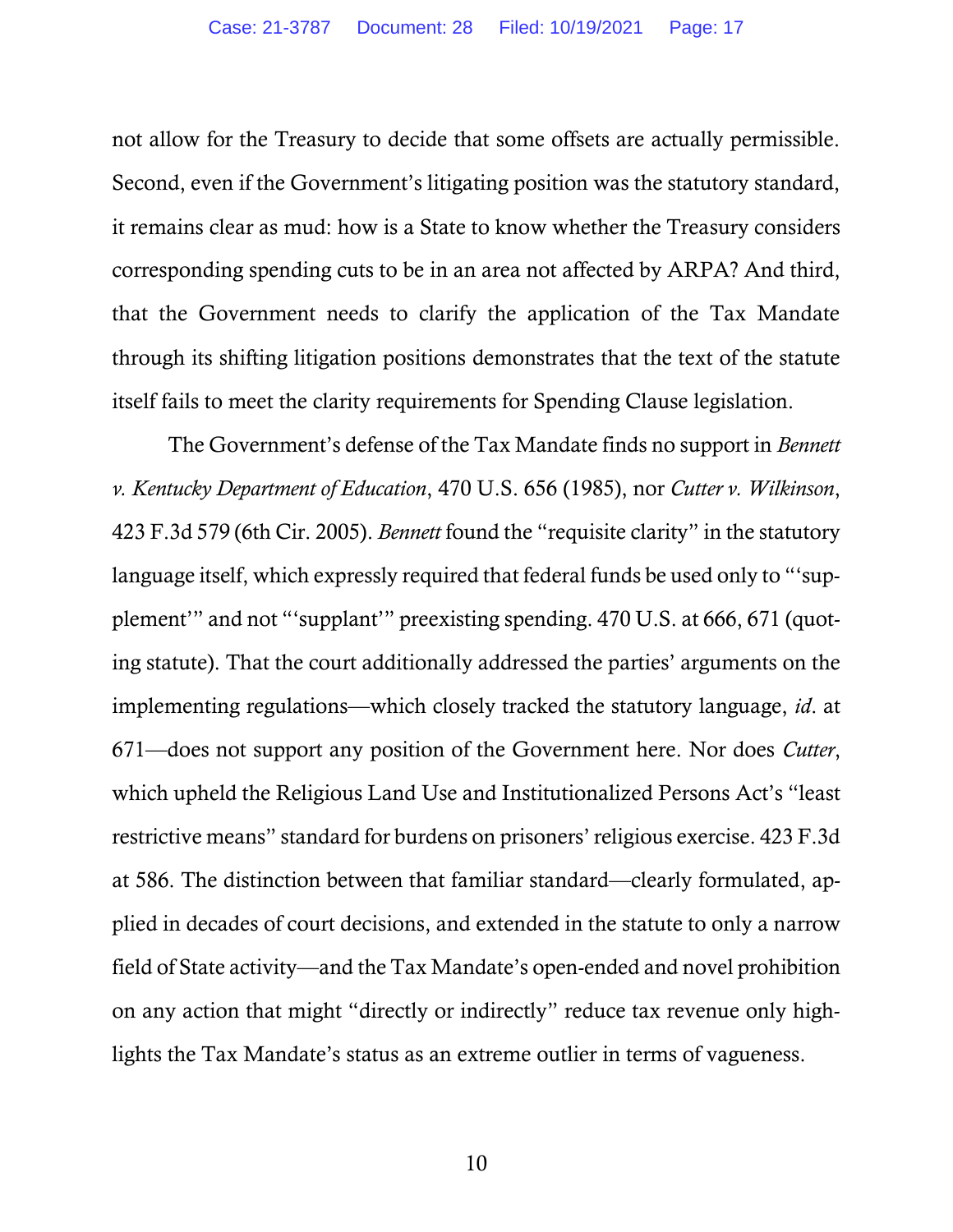not allow for the Treasury to decide that some offsets are actually permissible. Second, even if the Government's litigating position was the statutory standard, it remains clear as mud: how is a State to know whether the Treasury considers corresponding spending cuts to be in an area not affected by ARPA? And third, that the Government needs to clarify the application of the Tax Mandate through its shifting litigation positions demonstrates that the text of the statute itself fails to meet the clarity requirements for Spending Clause legislation.

The Government's defense of the Tax Mandate finds no support in *Bennett v. Kentucky Department of Education*, 470 U.S. 656 (1985), nor *Cutter v. Wilkinson*, 423 F.3d 579 (6th Cir. 2005). *Bennett* found the "requisite clarity" in the statutory language itself, which expressly required that federal funds be used only to "'supplement'" and not "'supplant'" preexisting spending. 470 U.S. at 666, 671 (quoting statute). That the court additionally addressed the parties' arguments on the implementing regulations—which closely tracked the statutory language, *id*. at 671—does not support any position of the Government here. Nor does *Cutter*, which upheld the Religious Land Use and Institutionalized Persons Act's "least restrictive means" standard for burdens on prisoners' religious exercise. 423 F.3d at 586. The distinction between that familiar standard—clearly formulated, applied in decades of court decisions, and extended in the statute to only a narrow field of State activity—and the Tax Mandate's open-ended and novel prohibition on any action that might "directly or indirectly" reduce tax revenue only highlights the Tax Mandate's status as an extreme outlier in terms of vagueness.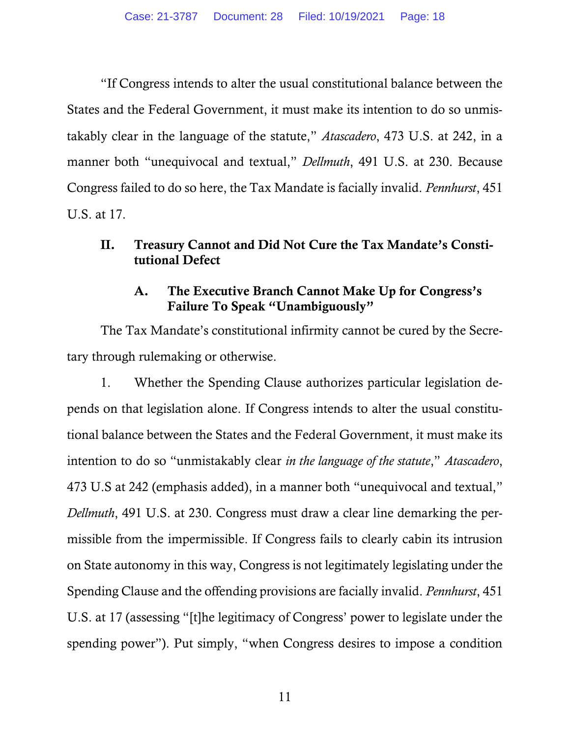"If Congress intends to alter the usual constitutional balance between the States and the Federal Government, it must make its intention to do so unmistakably clear in the language of the statute," *Atascadero*, 473 U.S. at 242, in a manner both "unequivocal and textual," *Dellmuth*, 491 U.S. at 230. Because Congress failed to do so here, the Tax Mandate is facially invalid. *Pennhurst*, 451 U.S. at 17.

## II. Treasury Cannot and Did Not Cure the Tax Mandate's Constitutional Defect

### A. The Executive Branch Cannot Make Up for Congress's Failure To Speak "Unambiguously"

The Tax Mandate's constitutional infirmity cannot be cured by the Secretary through rulemaking or otherwise.

1. Whether the Spending Clause authorizes particular legislation depends on that legislation alone. If Congress intends to alter the usual constitutional balance between the States and the Federal Government, it must make its intention to do so "unmistakably clear *in the language of the statute*," *Atascadero*, 473 U.S at 242 (emphasis added), in a manner both "unequivocal and textual," *Dellmuth*, 491 U.S. at 230. Congress must draw a clear line demarking the permissible from the impermissible. If Congress fails to clearly cabin its intrusion on State autonomy in this way, Congress is not legitimately legislating under the Spending Clause and the offending provisions are facially invalid. *Pennhurst*, 451 U.S. at 17 (assessing "[t]he legitimacy of Congress' power to legislate under the spending power"). Put simply, "when Congress desires to impose a condition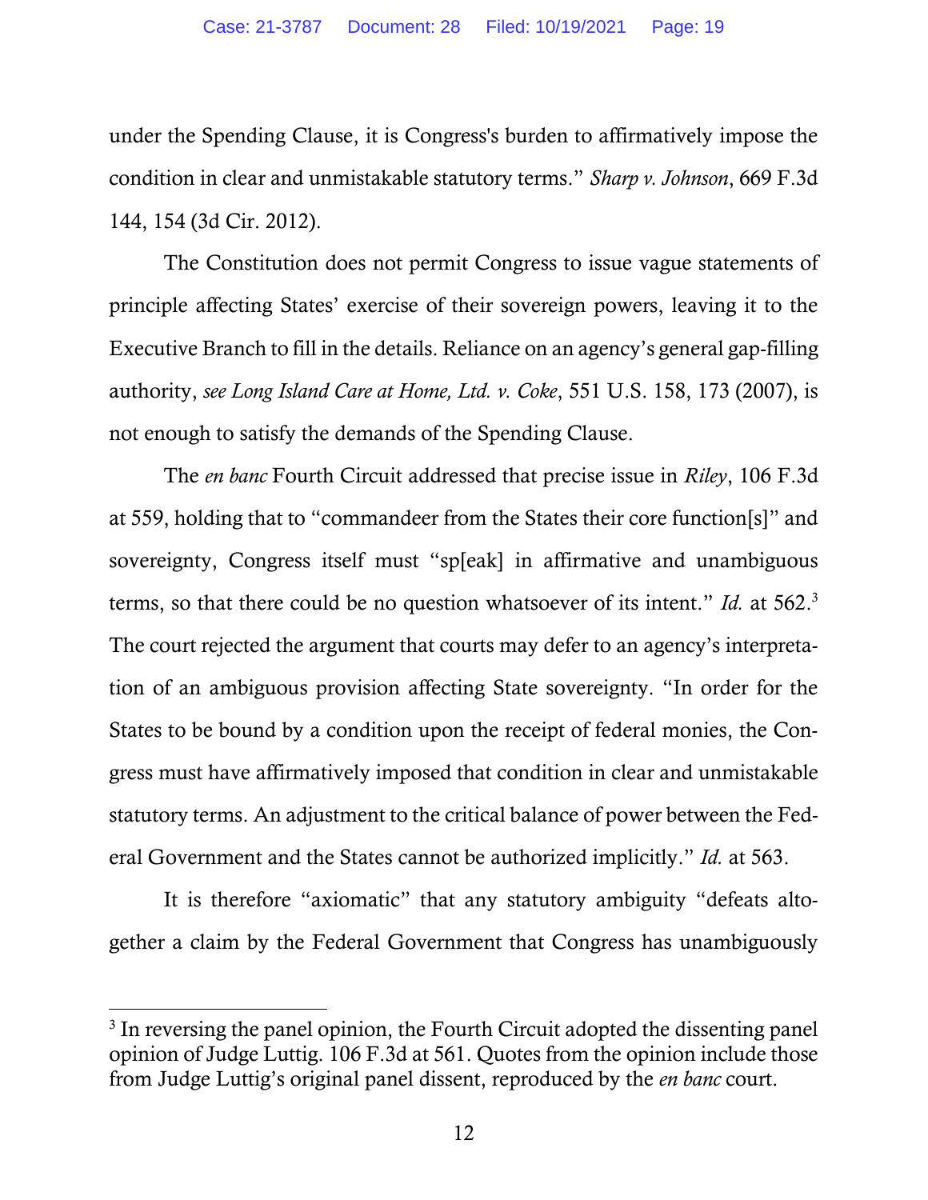under the Spending Clause, it is Congress's burden to affirmatively impose the condition in clear and unmistakable statutory terms." *Sharp v. Johnson*, 669 F.3d 144, 154 (3d Cir. 2012).

The Constitution does not permit Congress to issue vague statements of principle affecting States' exercise of their sovereign powers, leaving it to the Executive Branch to fill in the details. Reliance on an agency's general gap-filling authority, *see Long Island Care at Home, Ltd. v. Coke*, 551 U.S. 158, 173 (2007), is not enough to satisfy the demands of the Spending Clause.

The *en banc* Fourth Circuit addressed that precise issue in *Riley*, 106 F.3d at 559, holding that to "commandeer from the States their core function[s]" and sovereignty, Congress itself must "sp[eak] in affirmative and unambiguous terms, so that there could be no question whatsoever of its intent." *Id.* at 562.[3] The court rejected the argument that courts may defer to an agency's interpretation of an ambiguous provision affecting State sovereignty. "In order for the States to be bound by a condition upon the receipt of federal monies, the Congress must have affirmatively imposed that condition in clear and unmistakable statutory terms. An adjustment to the critical balance of power between the Federal Government and the States cannot be authorized implicitly." *Id.* at 563.

It is therefore "axiomatic" that any statutory ambiguity "defeats altogether a claim by the Federal Government that Congress has unambiguously

[3] In reversing the panel opinion, the Fourth Circuit adopted the dissenting panel opinion of Judge Luttig. 106 F.3d at 561. Quotes from the opinion include those from Judge Luttig's original panel dissent, reproduced by the *en banc* court.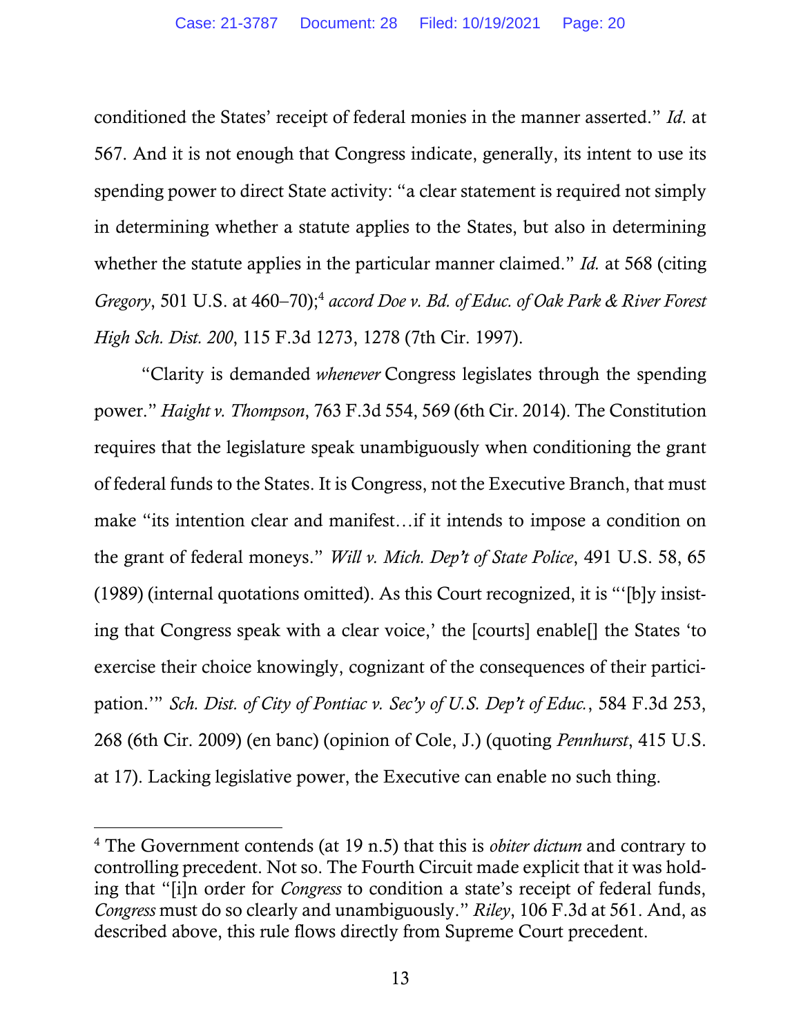conditioned the States' receipt of federal monies in the manner asserted." *Id.* at 567. And it is not enough that Congress indicate, generally, its intent to use its spending power to direct State activity: "a clear statement is required not simply in determining whether a statute applies to the States, but also in determining whether the statute applies in the particular manner claimed." *Id.* at 568 (citing *Gregory*, 501 U.S. at 460–70);[4] *accord Doe v. Bd. of Educ. of Oak Park & River Forest High Sch. Dist. 200*, 115 F.3d 1273, 1278 (7th Cir. 1997).

"Clarity is demanded *whenever* Congress legislates through the spending power." *Haight v. Thompson*, 763 F.3d 554, 569 (6th Cir. 2014). The Constitution requires that the legislature speak unambiguously when conditioning the grant of federal funds to the States. It is Congress, not the Executive Branch, that must make "its intention clear and manifest…if it intends to impose a condition on the grant of federal moneys." *Will v. Mich. Dep't of State Police*, 491 U.S. 58, 65 (1989) (internal quotations omitted). As this Court recognized, it is "'[b]y insisting that Congress speak with a clear voice,' the [courts] enable[] the States 'to exercise their choice knowingly, cognizant of the consequences of their participation.'" *Sch. Dist. of City of Pontiac v. Sec'y of U.S. Dep't of Educ.*, 584 F.3d 253, 268 (6th Cir. 2009) (en banc) (opinion of Cole, J.) (quoting *Pennhurst*, 415 U.S. at 17). Lacking legislative power, the Executive can enable no such thing.

---

[4] The Government contends (at 19 n.5) that this is *obiter dictum* and contrary to controlling precedent. Not so. The Fourth Circuit made explicit that it was holding that "[i]n order for *Congress* to condition a state's receipt of federal funds, *Congress* must do so clearly and unambiguously." *Riley*, 106 F.3d at 561. And, as described above, this rule flows directly from Supreme Court precedent.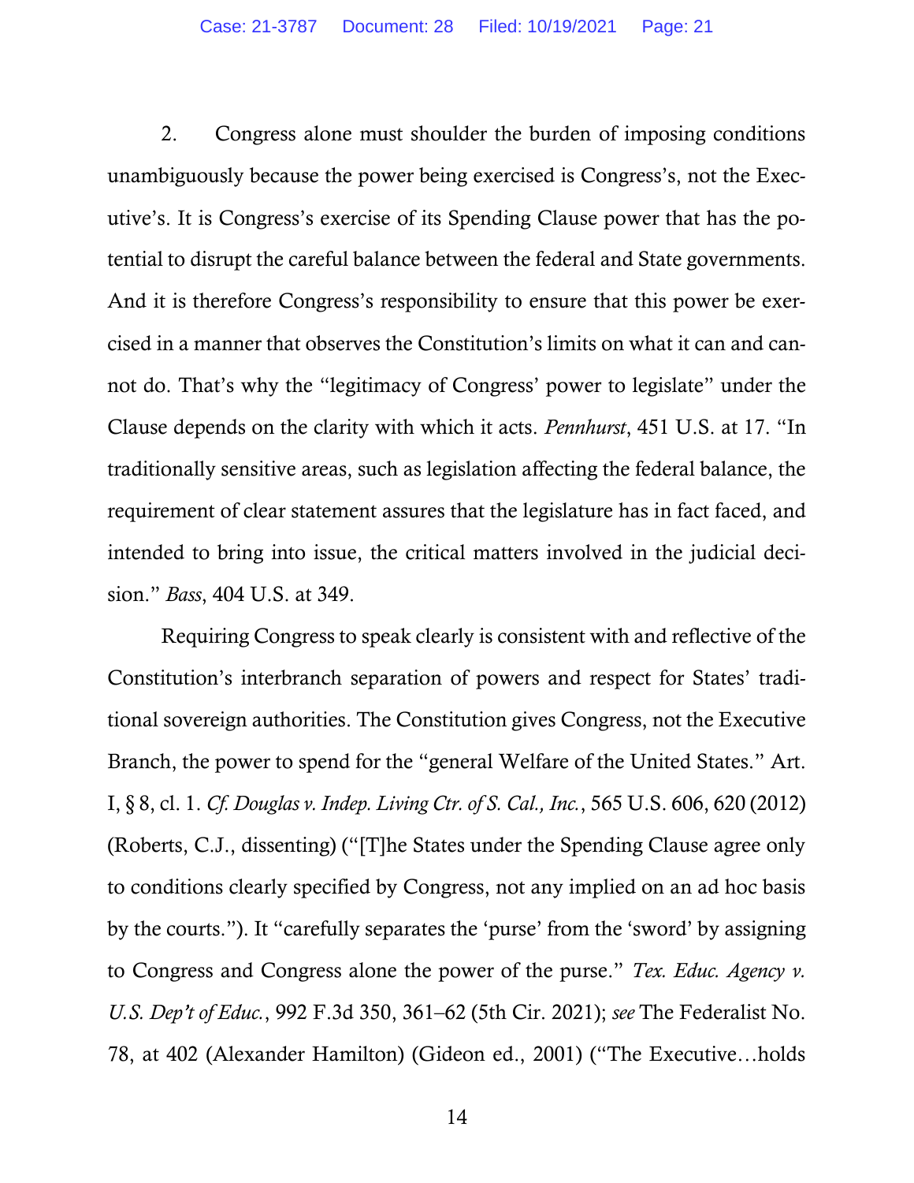2. Congress alone must shoulder the burden of imposing conditions unambiguously because the power being exercised is Congress's, not the Executive's. It is Congress's exercise of its Spending Clause power that has the potential to disrupt the careful balance between the federal and State governments. And it is therefore Congress's responsibility to ensure that this power be exercised in a manner that observes the Constitution's limits on what it can and cannot do. That's why the "legitimacy of Congress' power to legislate" under the Clause depends on the clarity with which it acts. *Pennhurst*, 451 U.S. at 17. "In traditionally sensitive areas, such as legislation affecting the federal balance, the requirement of clear statement assures that the legislature has in fact faced, and intended to bring into issue, the critical matters involved in the judicial decision." *Bass*, 404 U.S. at 349.

Requiring Congress to speak clearly is consistent with and reflective of the Constitution's interbranch separation of powers and respect for States' traditional sovereign authorities. The Constitution gives Congress, not the Executive Branch, the power to spend for the "general Welfare of the United States." Art. I, § 8, cl. 1. *Cf. Douglas v. Indep. Living Ctr. of S. Cal., Inc.*, 565 U.S. 606, 620 (2012) (Roberts, C.J., dissenting) ("[T]he States under the Spending Clause agree only to conditions clearly specified by Congress, not any implied on an ad hoc basis by the courts."). It "carefully separates the 'purse' from the 'sword' by assigning to Congress and Congress alone the power of the purse." *Tex. Educ. Agency v. U.S. Dep't of Educ.*, 992 F.3d 350, 361–62 (5th Cir. 2021); *see* The Federalist No. 78, at 402 (Alexander Hamilton) (Gideon ed., 2001) ("The Executive…holds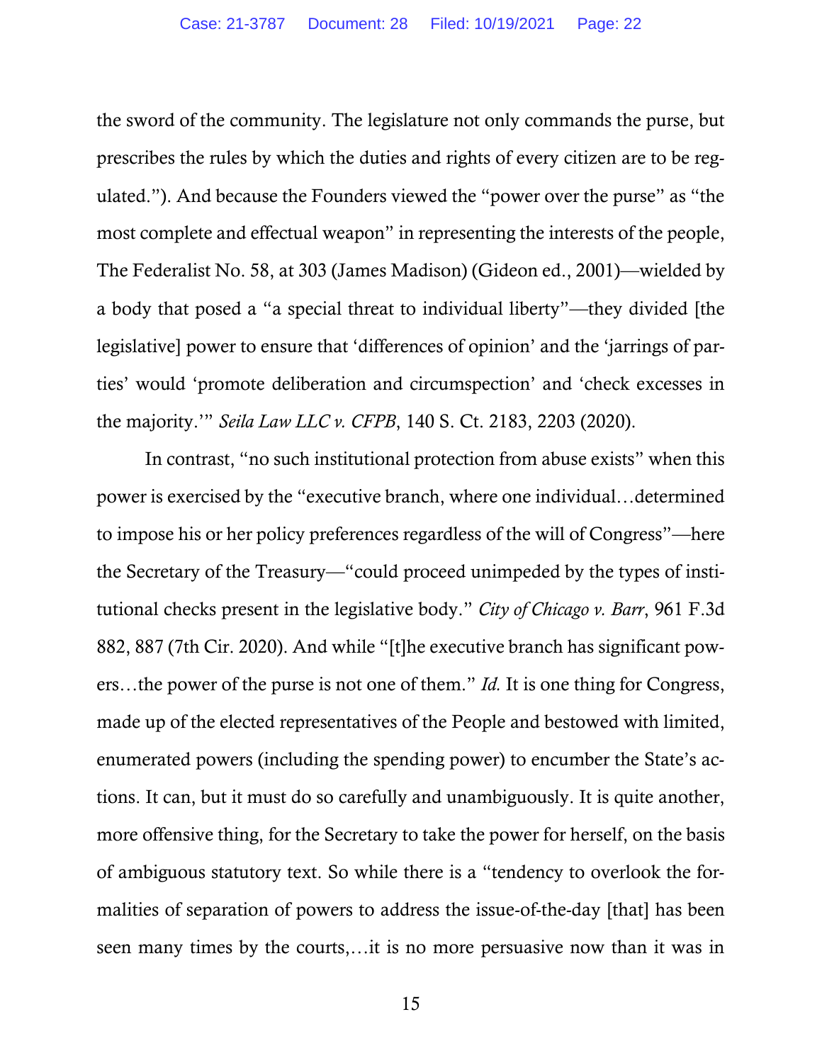the sword of the community. The legislature not only commands the purse, but prescribes the rules by which the duties and rights of every citizen are to be regulated."). And because the Founders viewed the "power over the purse" as "the most complete and effectual weapon" in representing the interests of the people, The Federalist No. 58, at 303 (James Madison) (Gideon ed., 2001)—wielded by a body that posed a "a special threat to individual liberty"—they divided [the legislative] power to ensure that 'differences of opinion' and the 'jarrings of parties' would 'promote deliberation and circumspection' and 'check excesses in the majority.'" *Seila Law LLC v. CFPB*, 140 S. Ct. 2183, 2203 (2020).

In contrast, "no such institutional protection from abuse exists" when this power is exercised by the "executive branch, where one individual…determined to impose his or her policy preferences regardless of the will of Congress"—here the Secretary of the Treasury—"could proceed unimpeded by the types of institutional checks present in the legislative body." *City of Chicago v. Barr*, 961 F.3d 882, 887 (7th Cir. 2020). And while "[t]he executive branch has significant powers…the power of the purse is not one of them." *Id.* It is one thing for Congress, made up of the elected representatives of the People and bestowed with limited, enumerated powers (including the spending power) to encumber the State's actions. It can, but it must do so carefully and unambiguously. It is quite another, more offensive thing, for the Secretary to take the power for herself, on the basis of ambiguous statutory text. So while there is a "tendency to overlook the formalities of separation of powers to address the issue-of-the-day [that] has been seen many times by the courts,…it is no more persuasive now than it was in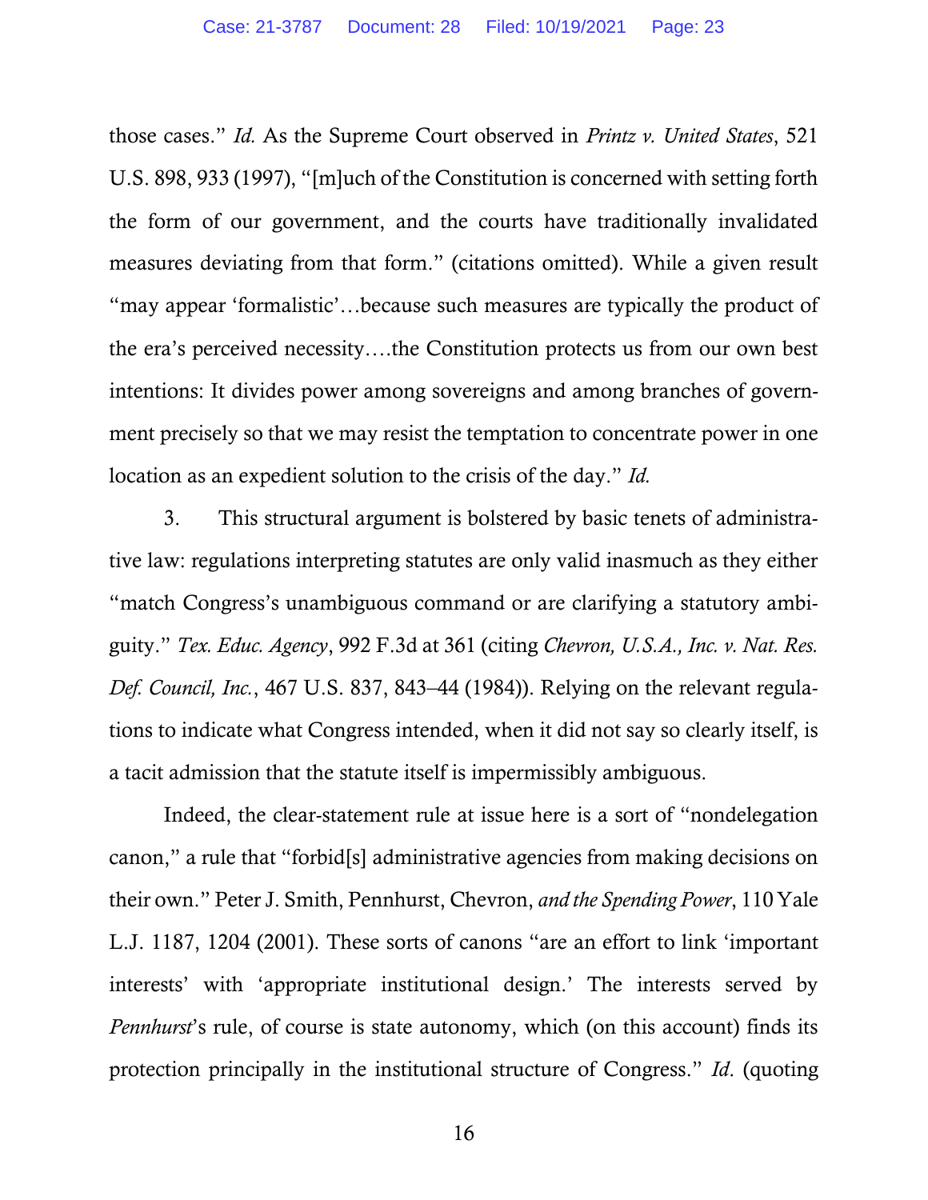those cases." *Id.* As the Supreme Court observed in *Printz v. United States*, 521 U.S. 898, 933 (1997), "[m]uch of the Constitution is concerned with setting forth the form of our government, and the courts have traditionally invalidated measures deviating from that form." (citations omitted). While a given result "may appear 'formalistic'…because such measures are typically the product of the era's perceived necessity….the Constitution protects us from our own best intentions: It divides power among sovereigns and among branches of government precisely so that we may resist the temptation to concentrate power in one location as an expedient solution to the crisis of the day." *Id.*

3. This structural argument is bolstered by basic tenets of administrative law: regulations interpreting statutes are only valid inasmuch as they either "match Congress's unambiguous command or are clarifying a statutory ambiguity." *Tex. Educ. Agency*, 992 F.3d at 361 (citing *Chevron, U.S.A., Inc. v. Nat. Res. Def. Council, Inc.*, 467 U.S. 837, 843–44 (1984)). Relying on the relevant regulations to indicate what Congress intended, when it did not say so clearly itself, is a tacit admission that the statute itself is impermissibly ambiguous.

Indeed, the clear-statement rule at issue here is a sort of "nondelegation canon," a rule that "forbid[s] administrative agencies from making decisions on their own." Peter J. Smith, Pennhurst, Chevron, *and the Spending Power*, 110 Yale L.J. 1187, 1204 (2001). These sorts of canons "are an effort to link 'important interests' with 'appropriate institutional design.' The interests served by *Pennhurst*'s rule, of course is state autonomy, which (on this account) finds its protection principally in the institutional structure of Congress." *Id*. (quoting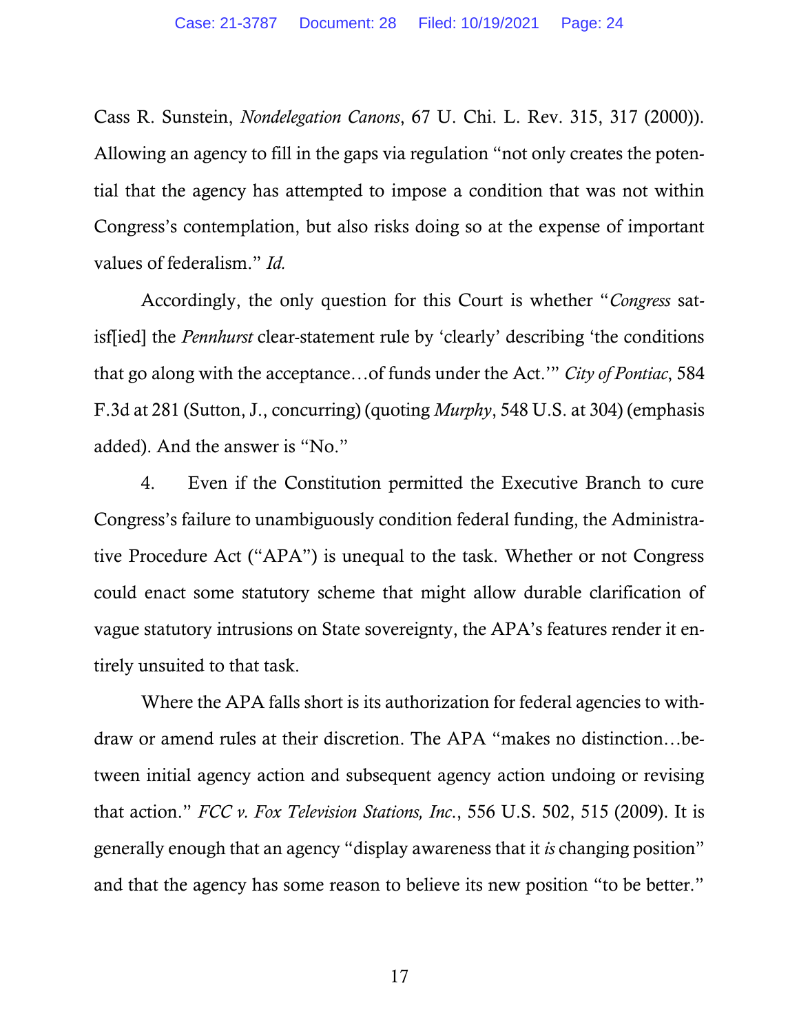Cass R. Sunstein, *Nondelegation Canons*, 67 U. Chi. L. Rev. 315, 317 (2000)). Allowing an agency to fill in the gaps via regulation "not only creates the potential that the agency has attempted to impose a condition that was not within Congress's contemplation, but also risks doing so at the expense of important values of federalism." *Id.*

Accordingly, the only question for this Court is whether "*Congress* satisf[ied] the *Pennhurst* clear-statement rule by 'clearly' describing 'the conditions that go along with the acceptance…of funds under the Act.'" *City of Pontiac*, 584 F.3d at 281 (Sutton, J., concurring) (quoting *Murphy*, 548 U.S. at 304) (emphasis added). And the answer is "No."

4. Even if the Constitution permitted the Executive Branch to cure Congress's failure to unambiguously condition federal funding, the Administrative Procedure Act ("APA") is unequal to the task. Whether or not Congress could enact some statutory scheme that might allow durable clarification of vague statutory intrusions on State sovereignty, the APA's features render it entirely unsuited to that task.

Where the APA falls short is its authorization for federal agencies to withdraw or amend rules at their discretion. The APA "makes no distinction…between initial agency action and subsequent agency action undoing or revising that action." *FCC v. Fox Television Stations, Inc.*, 556 U.S. 502, 515 (2009). It is generally enough that an agency "display awareness that it *is* changing position" and that the agency has some reason to believe its new position "to be better."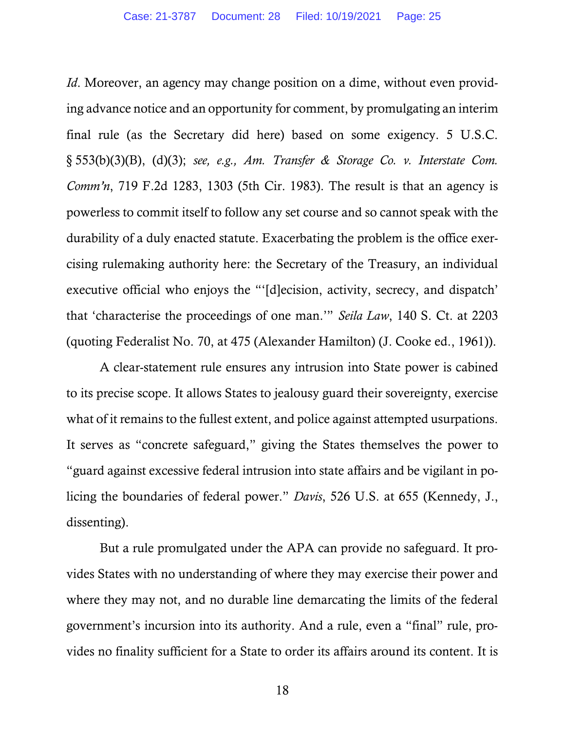*Id*. Moreover, an agency may change position on a dime, without even providing advance notice and an opportunity for comment, by promulgating an interim final rule (as the Secretary did here) based on some exigency. 5 U.S.C. § 553(b)(3)(B), (d)(3); *see, e.g., Am. Transfer & Storage Co. v. Interstate Com. Comm'n*, 719 F.2d 1283, 1303 (5th Cir. 1983). The result is that an agency is powerless to commit itself to follow any set course and so cannot speak with the durability of a duly enacted statute. Exacerbating the problem is the office exercising rulemaking authority here: the Secretary of the Treasury, an individual executive official who enjoys the "'[d]ecision, activity, secrecy, and dispatch' that 'characterise the proceedings of one man.'" *Seila Law*, 140 S. Ct. at 2203 (quoting Federalist No. 70, at 475 (Alexander Hamilton) (J. Cooke ed., 1961)).

A clear-statement rule ensures any intrusion into State power is cabined to its precise scope. It allows States to jealousy guard their sovereignty, exercise what of it remains to the fullest extent, and police against attempted usurpations. It serves as "concrete safeguard," giving the States themselves the power to "guard against excessive federal intrusion into state affairs and be vigilant in policing the boundaries of federal power." *Davis*, 526 U.S. at 655 (Kennedy, J., dissenting).

But a rule promulgated under the APA can provide no safeguard. It provides States with no understanding of where they may exercise their power and where they may not, and no durable line demarcating the limits of the federal government's incursion into its authority. And a rule, even a "final" rule, provides no finality sufficient for a State to order its affairs around its content. It is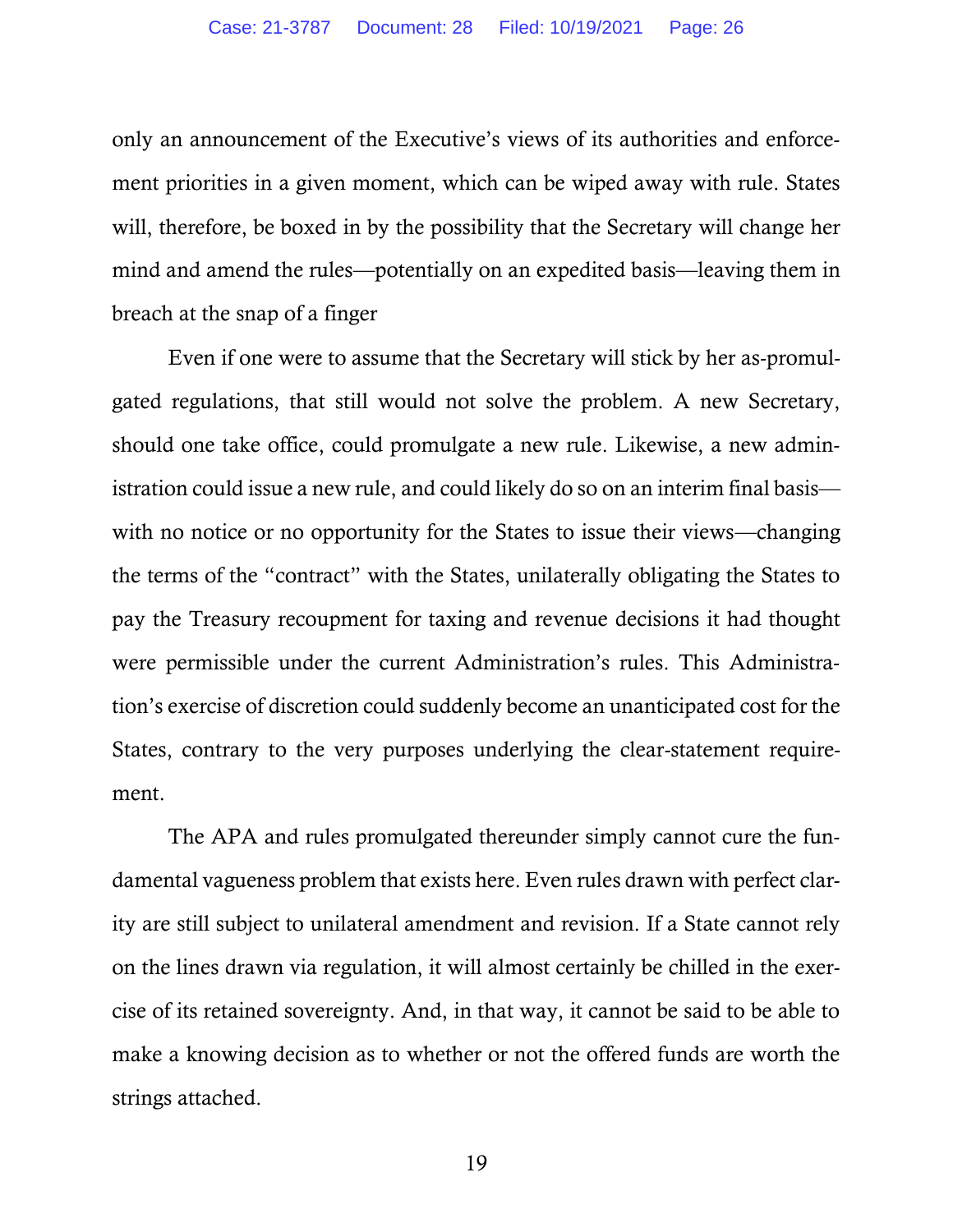only an announcement of the Executive's views of its authorities and enforcement priorities in a given moment, which can be wiped away with rule. States will, therefore, be boxed in by the possibility that the Secretary will change her mind and amend the rules—potentially on an expedited basis—leaving them in breach at the snap of a finger

Even if one were to assume that the Secretary will stick by her as-promulgated regulations, that still would not solve the problem. A new Secretary, should one take office, could promulgate a new rule. Likewise, a new administration could issue a new rule, and could likely do so on an interim final basis—with no notice or no opportunity for the States to issue their views—changing the terms of the "contract" with the States, unilaterally obligating the States to pay the Treasury recoupment for taxing and revenue decisions it had thought were permissible under the current Administration's rules. This Administration's exercise of discretion could suddenly become an unanticipated cost for the States, contrary to the very purposes underlying the clear-statement requirement.

The APA and rules promulgated thereunder simply cannot cure the fundamental vagueness problem that exists here. Even rules drawn with perfect clarity are still subject to unilateral amendment and revision. If a State cannot rely on the lines drawn via regulation, it will almost certainly be chilled in the exercise of its retained sovereignty. And, in that way, it cannot be said to be able to make a knowing decision as to whether or not the offered funds are worth the strings attached.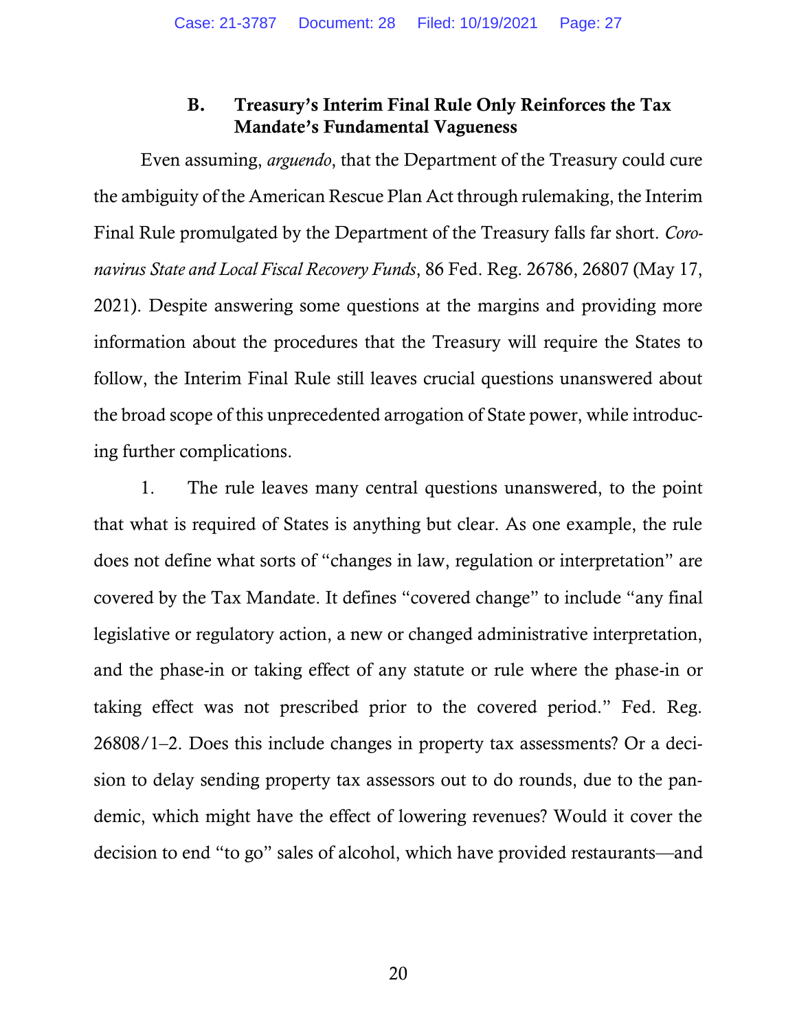### B. Treasury's Interim Final Rule Only Reinforces the Tax Mandate's Fundamental Vagueness

Even assuming, *arguendo*, that the Department of the Treasury could cure the ambiguity of the American Rescue Plan Act through rulemaking, the Interim Final Rule promulgated by the Department of the Treasury falls far short. *Coronavirus State and Local Fiscal Recovery Funds*, 86 Fed. Reg. 26786, 26807 (May 17, 2021). Despite answering some questions at the margins and providing more information about the procedures that the Treasury will require the States to follow, the Interim Final Rule still leaves crucial questions unanswered about the broad scope of this unprecedented arrogation of State power, while introducing further complications.

1. The rule leaves many central questions unanswered, to the point that what is required of States is anything but clear. As one example, the rule does not define what sorts of "changes in law, regulation or interpretation" are covered by the Tax Mandate. It defines "covered change" to include "any final legislative or regulatory action, a new or changed administrative interpretation, and the phase-in or taking effect of any statute or rule where the phase-in or taking effect was not prescribed prior to the covered period." Fed. Reg. 26808/1–2. Does this include changes in property tax assessments? Or a decision to delay sending property tax assessors out to do rounds, due to the pandemic, which might have the effect of lowering revenues? Would it cover the decision to end "to go" sales of alcohol, which have provided restaurants—and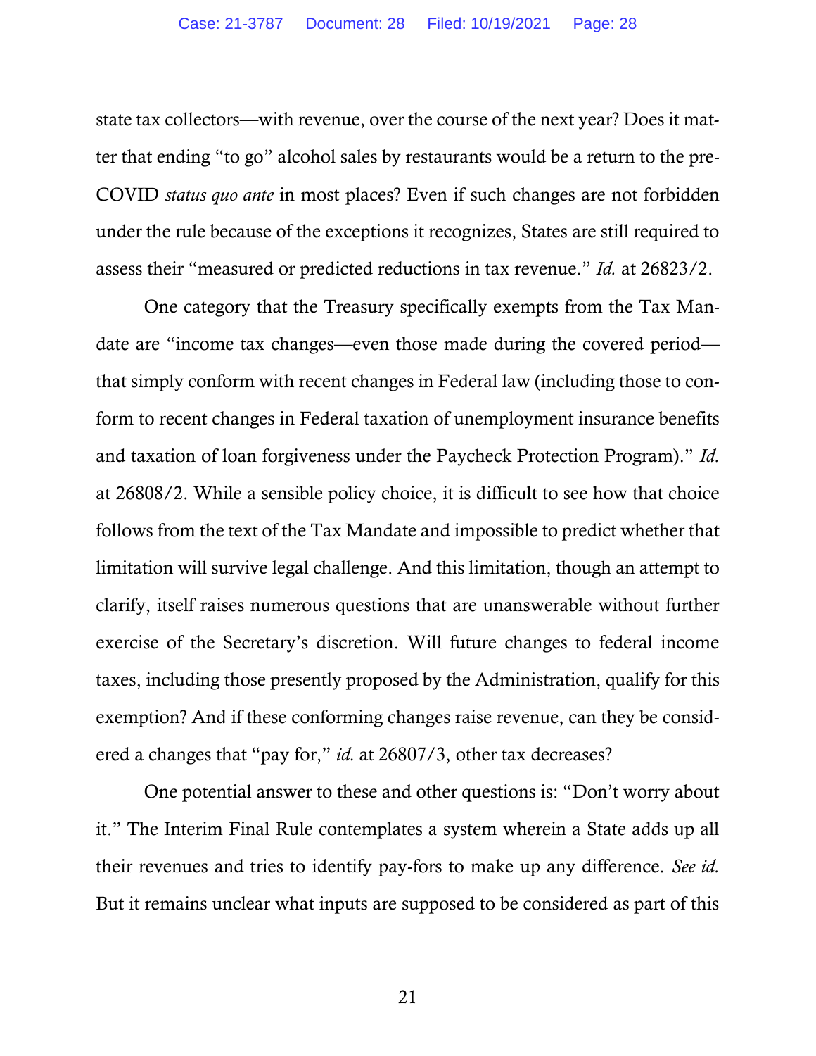state tax collectors—with revenue, over the course of the next year? Does it matter that ending "to go" alcohol sales by restaurants would be a return to the pre-COVID *status quo ante* in most places? Even if such changes are not forbidden under the rule because of the exceptions it recognizes, States are still required to assess their "measured or predicted reductions in tax revenue." *Id.* at 26823/2.

One category that the Treasury specifically exempts from the Tax Mandate are "income tax changes—even those made during the covered period—that simply conform with recent changes in Federal law (including those to conform to recent changes in Federal taxation of unemployment insurance benefits and taxation of loan forgiveness under the Paycheck Protection Program)." *Id.* at 26808/2. While a sensible policy choice, it is difficult to see how that choice follows from the text of the Tax Mandate and impossible to predict whether that limitation will survive legal challenge. And this limitation, though an attempt to clarify, itself raises numerous questions that are unanswerable without further exercise of the Secretary's discretion. Will future changes to federal income taxes, including those presently proposed by the Administration, qualify for this exemption? And if these conforming changes raise revenue, can they be considered a changes that "pay for," *id.* at 26807/3, other tax decreases?

One potential answer to these and other questions is: "Don't worry about it." The Interim Final Rule contemplates a system wherein a State adds up all their revenues and tries to identify pay-fors to make up any difference. *See id.* But it remains unclear what inputs are supposed to be considered as part of this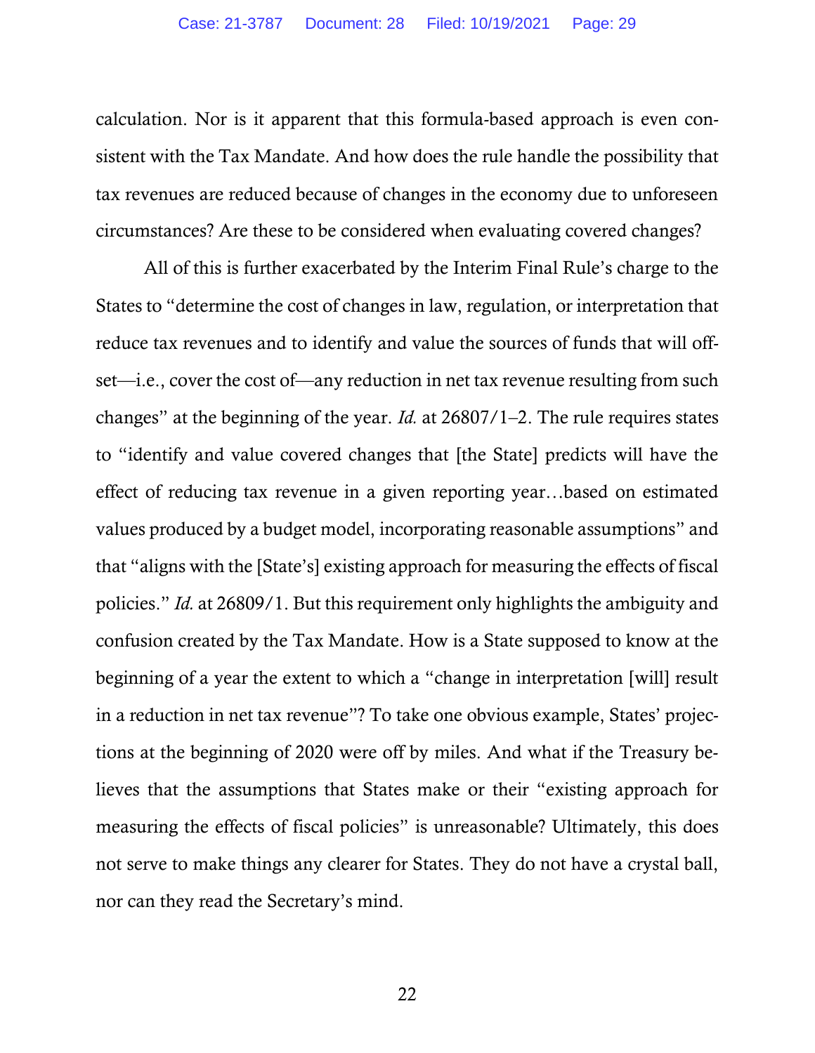calculation. Nor is it apparent that this formula-based approach is even consistent with the Tax Mandate. And how does the rule handle the possibility that tax revenues are reduced because of changes in the economy due to unforeseen circumstances? Are these to be considered when evaluating covered changes?

All of this is further exacerbated by the Interim Final Rule's charge to the States to "determine the cost of changes in law, regulation, or interpretation that reduce tax revenues and to identify and value the sources of funds that will offset—i.e., cover the cost of—any reduction in net tax revenue resulting from such changes" at the beginning of the year. *Id.* at 26807/1–2. The rule requires states to "identify and value covered changes that [the State] predicts will have the effect of reducing tax revenue in a given reporting year…based on estimated values produced by a budget model, incorporating reasonable assumptions" and that "aligns with the [State's] existing approach for measuring the effects of fiscal policies." *Id.* at 26809/1. But this requirement only highlights the ambiguity and confusion created by the Tax Mandate. How is a State supposed to know at the beginning of a year the extent to which a "change in interpretation [will] result in a reduction in net tax revenue"? To take one obvious example, States' projections at the beginning of 2020 were off by miles. And what if the Treasury believes that the assumptions that States make or their "existing approach for measuring the effects of fiscal policies" is unreasonable? Ultimately, this does not serve to make things any clearer for States. They do not have a crystal ball, nor can they read the Secretary's mind.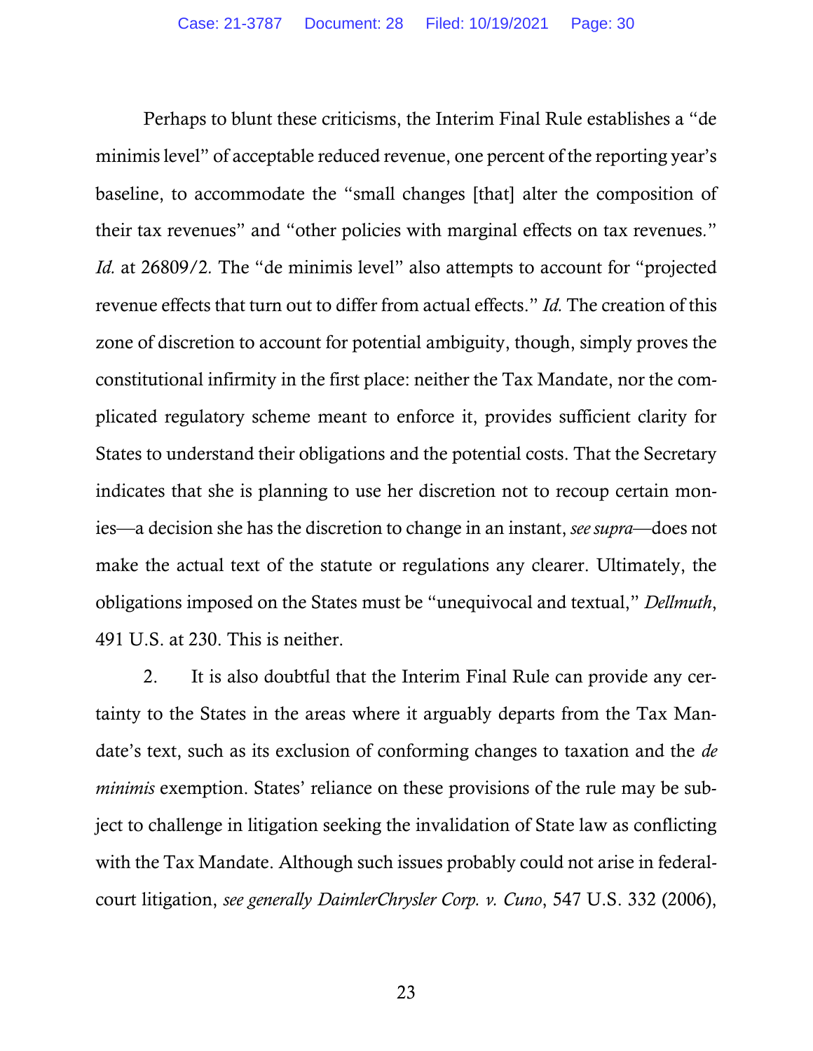Perhaps to blunt these criticisms, the Interim Final Rule establishes a "de minimis level" of acceptable reduced revenue, one percent of the reporting year's baseline, to accommodate the "small changes [that] alter the composition of their tax revenues" and "other policies with marginal effects on tax revenues." *Id.* at 26809/2. The "de minimis level" also attempts to account for "projected revenue effects that turn out to differ from actual effects." *Id.* The creation of this zone of discretion to account for potential ambiguity, though, simply proves the constitutional infirmity in the first place: neither the Tax Mandate, nor the complicated regulatory scheme meant to enforce it, provides sufficient clarity for States to understand their obligations and the potential costs. That the Secretary indicates that she is planning to use her discretion not to recoup certain monies—a decision she has the discretion to change in an instant, *see supra*—does not make the actual text of the statute or regulations any clearer. Ultimately, the obligations imposed on the States must be "unequivocal and textual," *Dellmuth*, 491 U.S. at 230. This is neither.

2. It is also doubtful that the Interim Final Rule can provide any certainty to the States in the areas where it arguably departs from the Tax Mandate's text, such as its exclusion of conforming changes to taxation and the *de minimis* exemption. States' reliance on these provisions of the rule may be subject to challenge in litigation seeking the invalidation of State law as conflicting with the Tax Mandate. Although such issues probably could not arise in federal-court litigation, *see generally DaimlerChrysler Corp. v. Cuno*, 547 U.S. 332 (2006),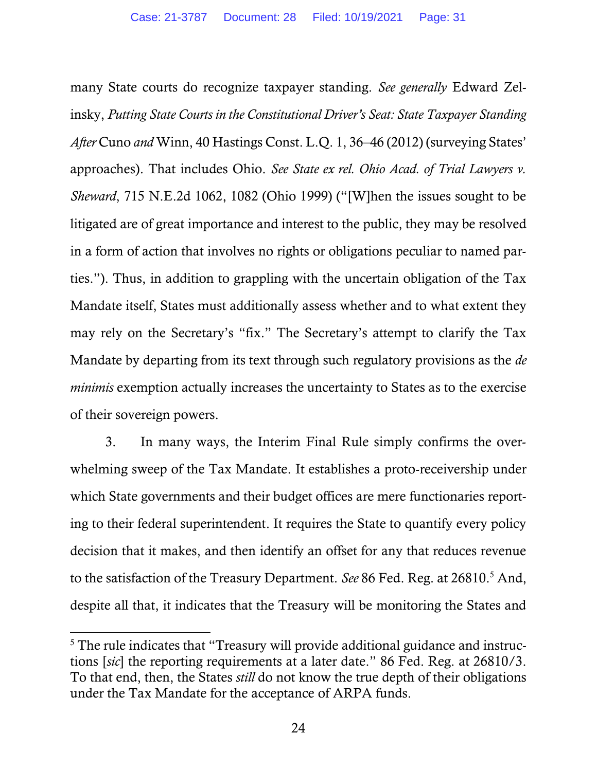many State courts do recognize taxpayer standing. *See generally* Edward Zelinsky, *Putting State Courts in the Constitutional Driver's Seat: State Taxpayer Standing After* Cuno *and* Winn, 40 Hastings Const. L.Q. 1, 36–46 (2012) (surveying States' approaches). That includes Ohio. *See State ex rel. Ohio Acad. of Trial Lawyers v. Sheward*, 715 N.E.2d 1062, 1082 (Ohio 1999) ("[W]hen the issues sought to be litigated are of great importance and interest to the public, they may be resolved in a form of action that involves no rights or obligations peculiar to named parties."). Thus, in addition to grappling with the uncertain obligation of the Tax Mandate itself, States must additionally assess whether and to what extent they may rely on the Secretary's "fix." The Secretary's attempt to clarify the Tax Mandate by departing from its text through such regulatory provisions as the *de minimis* exemption actually increases the uncertainty to States as to the exercise of their sovereign powers.

3. In many ways, the Interim Final Rule simply confirms the overwhelming sweep of the Tax Mandate. It establishes a proto-receivership under which State governments and their budget offices are mere functionaries reporting to their federal superintendent. It requires the State to quantify every policy decision that it makes, and then identify an offset for any that reduces revenue to the satisfaction of the Treasury Department. *See* 86 Fed. Reg. at 26810.[5] And, despite all that, it indicates that the Treasury will be monitoring the States and

[5] The rule indicates that "Treasury will provide additional guidance and instructions [*sic*] the reporting requirements at a later date." 86 Fed. Reg. at 26810/3. To that end, then, the States *still* do not know the true depth of their obligations under the Tax Mandate for the acceptance of ARPA funds.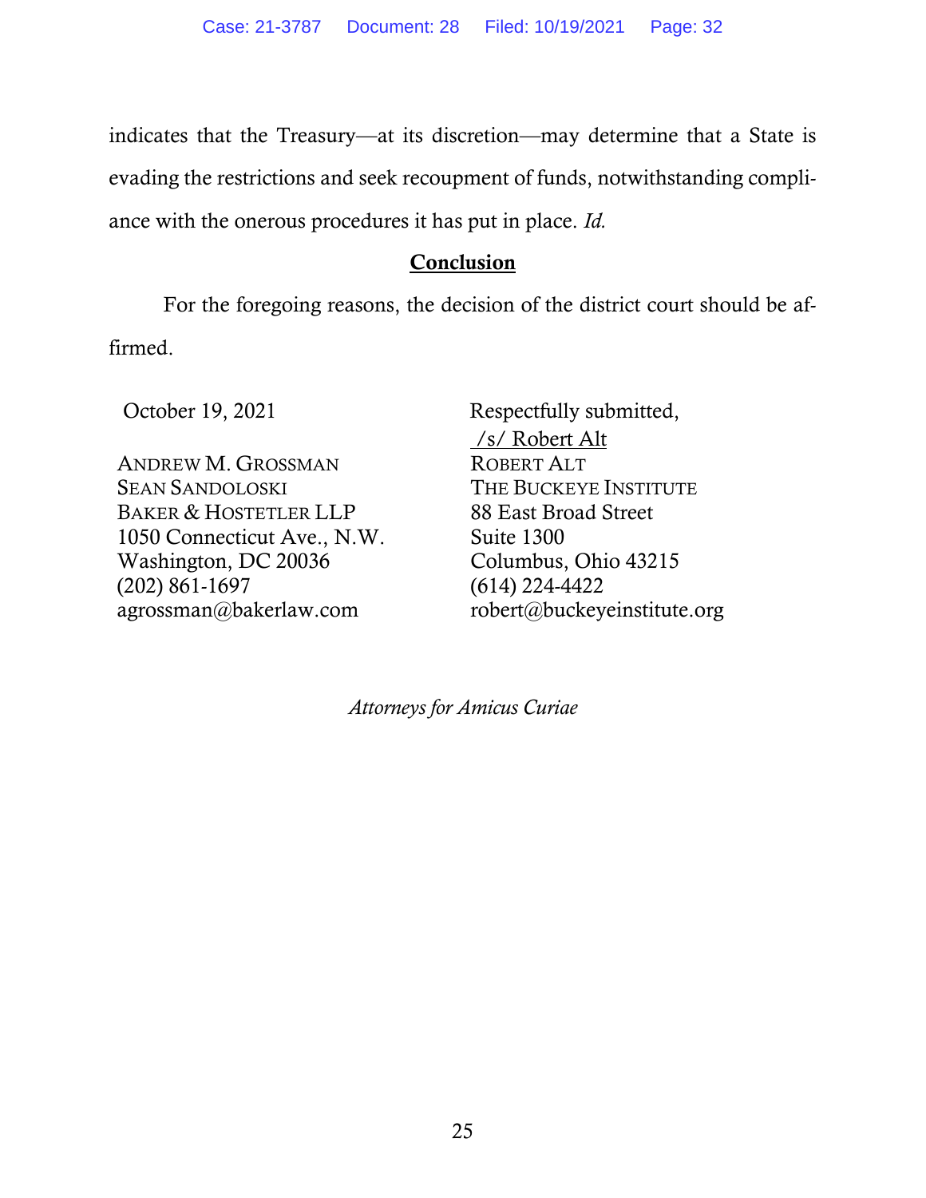indicates that the Treasury—at its discretion—may determine that a State is evading the restrictions and seek recoupment of funds, notwithstanding compliance with the onerous procedures it has put in place. *Id.*

## Conclusion

For the foregoing reasons, the decision of the district court should be affirmed.

October 19, 2021

Respectfully submitted,

/s/ Robert Alt

ROBERT ALT
THE BUCKEYE INSTITUTE
88 East Broad Street
Suite 1300
Columbus, Ohio 43215
(614) 224-4422
robert@buckeyeinstitute.org

ANDREW M. GROSSMAN
SEAN SANDOLOSKI
BAKER & HOSTETLER LLP
1050 Connecticut Ave., N.W.
Washington, DC 20036
(202) 861-1697
agrossman@bakerlaw.com

*Attorneys for Amicus Curiae*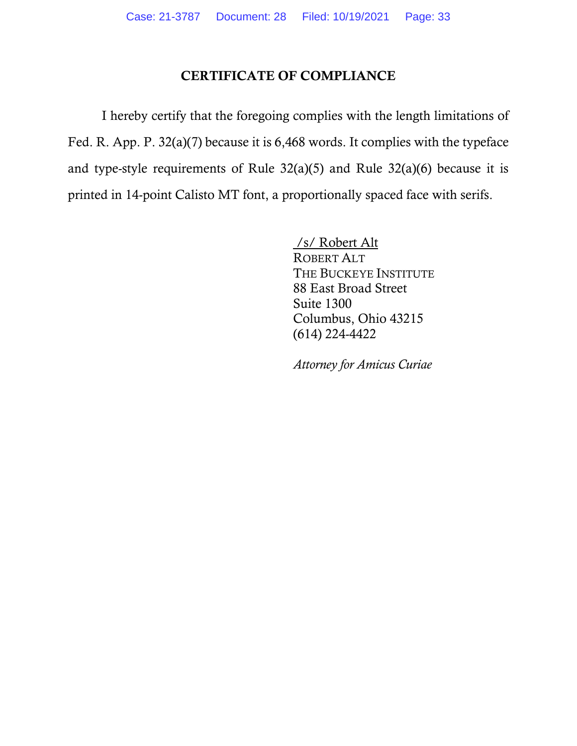## CERTIFICATE OF COMPLIANCE

I hereby certify that the foregoing complies with the length limitations of Fed. R. App. P. 32(a)(7) because it is 6,468 words. It complies with the typeface and type-style requirements of Rule 32(a)(5) and Rule 32(a)(6) because it is printed in 14-point Calisto MT font, a proportionally spaced face with serifs.

/s/ Robert Alt
ROBERT ALT
THE BUCKEYE INSTITUTE
88 East Broad Street
Suite 1300
Columbus, Ohio 43215
(614) 224-4422

*Attorney for Amicus Curiae*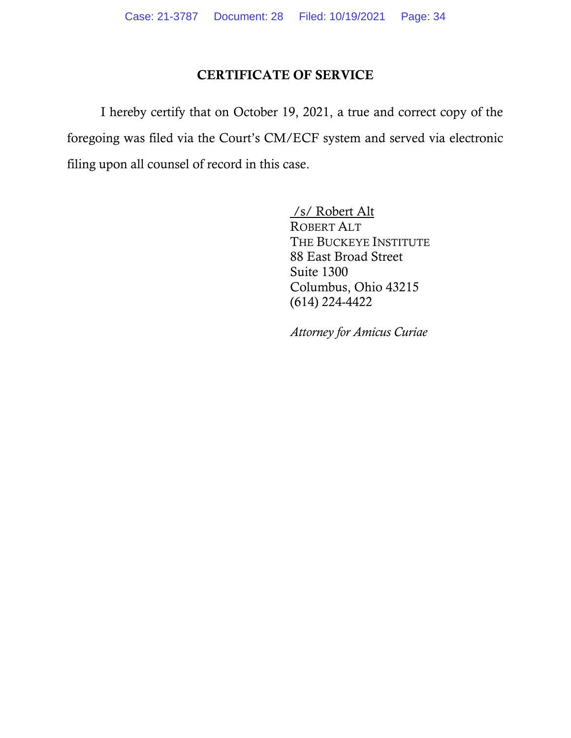## CERTIFICATE OF SERVICE

I hereby certify that on October 19, 2021, a true and correct copy of the foregoing was filed via the Court's CM/ECF system and served via electronic filing upon all counsel of record in this case.

/s/ Robert Alt
ROBERT ALT
THE BUCKEYE INSTITUTE
88 East Broad Street
Suite 1300
Columbus, Ohio 43215
(614) 224-4422

*Attorney for Amicus Curiae*